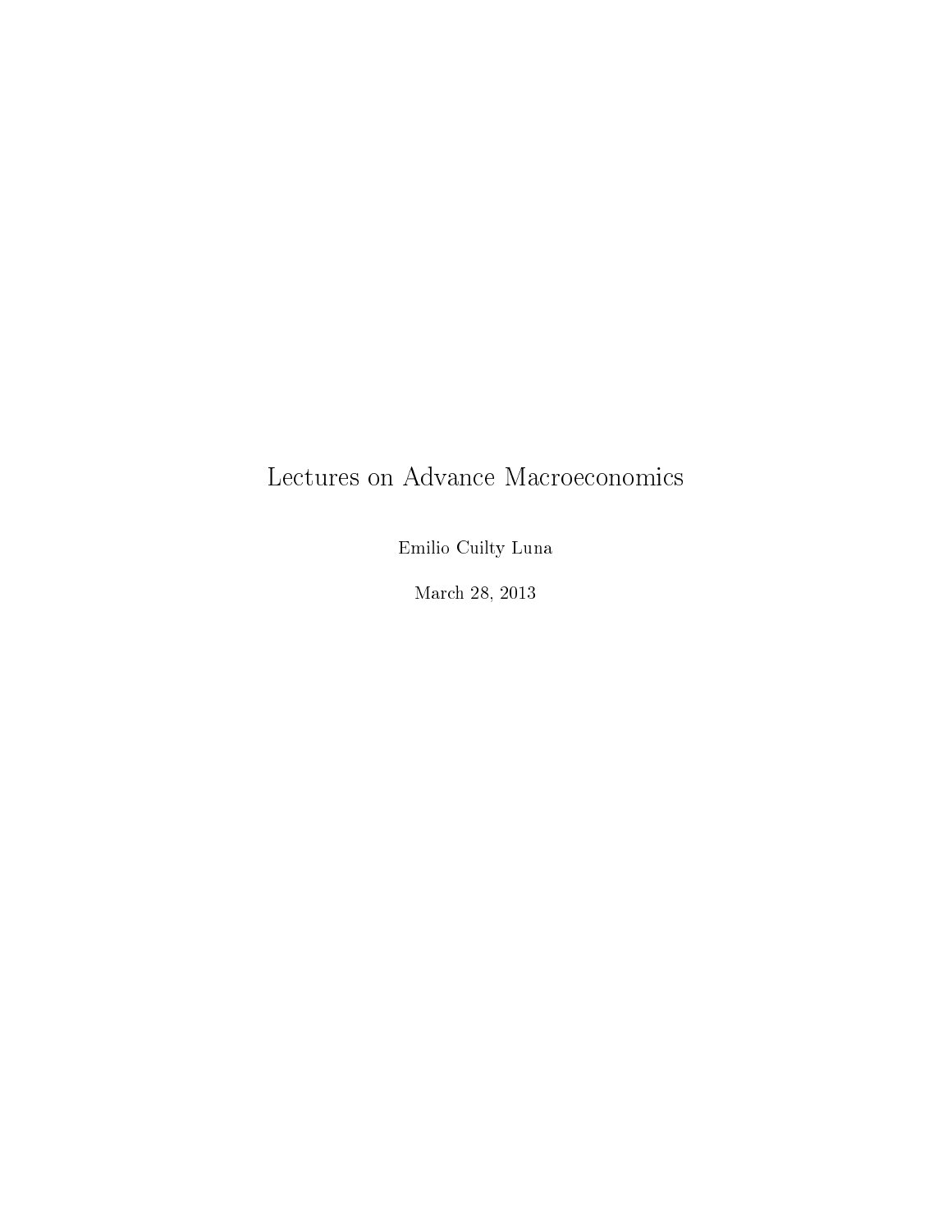# Lectures on Advance Macroeconomics

Emilio Cuilty Luna

March 28, 2013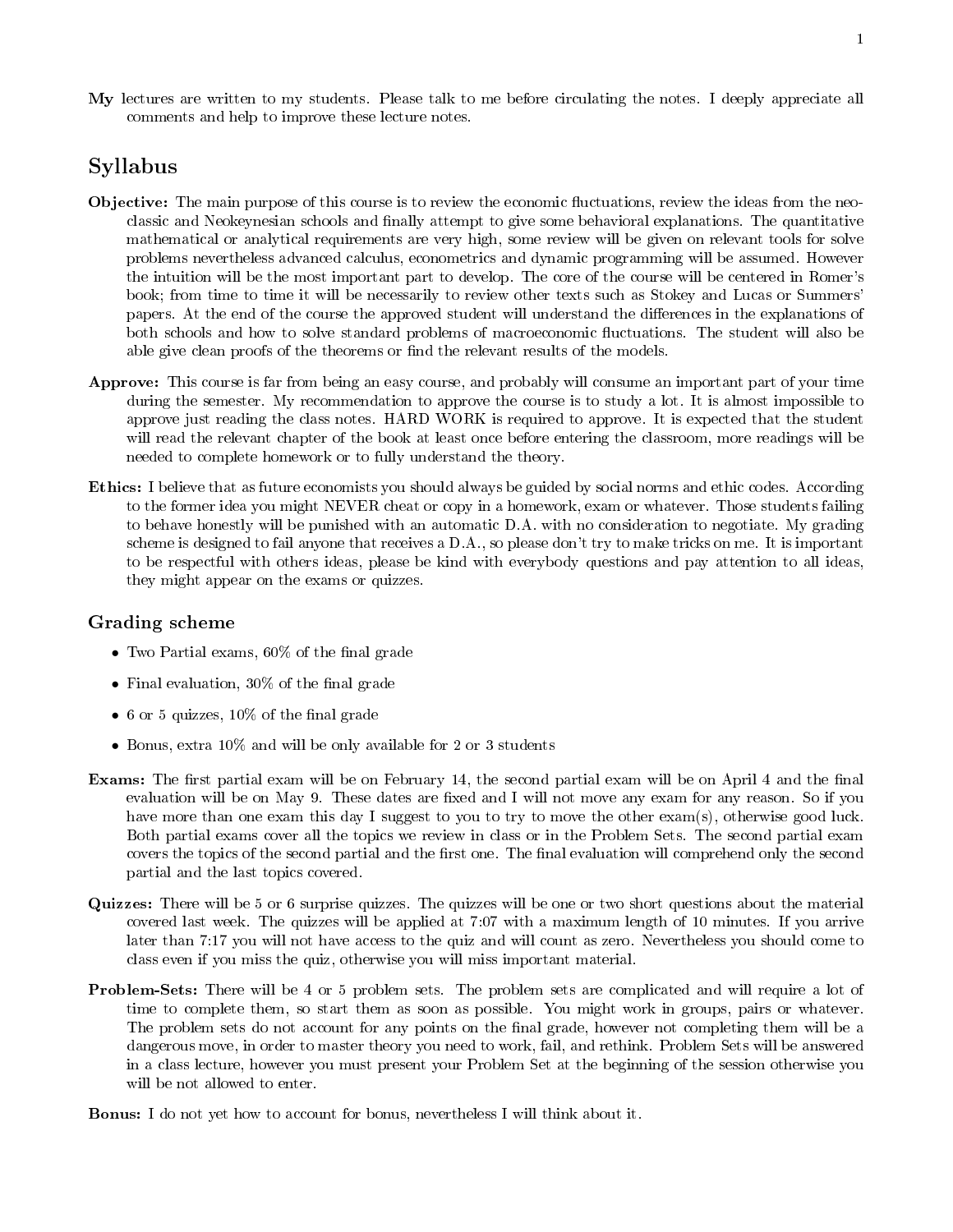**My** lectures are written to my students. Please talk to me before circulating the notes. I deeply appreciate all comments and help to improve these lecture notes.

# Syllabus

**Objective:** The main purpose of this course is to review the economic fluctuations, review the ideas from the neo-classic and Neokeynesian schools and finally attempt to give some behavioral explanations. The quantitative mathematical or analytical requirements are very high, some review will be given on relevant tools for solve problems nevertheless advanced calculus, econometrics and dynamic programming will be assumed. However the intuition will be the most important part to develop. The core of the course will be centered in Romer's book; from time to time it will be necessarily to review other texts such as Stokey and Lucas or Summers' papers. At the end of the course the approved student will understand the differences in the explanations of both schools and how to solve standard problems of macroeconomic fluctuations. The student will also be able give clean proofs of the theorems or find the relevant results of the models.

**Approve:** This course is far from being an easy course, and probably will consume an important part of your time during the semester. My recommendation to approve the course is to study a lot. It is almost impossible to approve just reading the class notes. HARD WORK is required to approve. It is expected that the student will read the relevant chapter of the book at least once before entering the classroom, more readings will be needed to complete homework or to fully understand the theory.

**Ethics:** I believe that as future economists you should always be guided by social norms and ethic codes. According to the former idea you might NEVER cheat or copy in a homework, exam or whatever. Those students failing to behave honestly will be punished with an automatic D.A. with no consideration to negotiate. My grading scheme is designed to fail anyone that receives a D.A., so please don't try to make tricks on me. It is important to be respectful with others ideas, please be kind with everybody questions and pay attention to all ideas, they might appear on the exams or quizzes.

## Grading scheme

- Two Partial exams, 60% of the final grade
- Final evaluation, 30% of the final grade
- 6 or 5 quizzes, 10% of the final grade
- Bonus, extra 10% and will be only available for 2 or 3 students

**Exams:** The first partial exam will be on February 14, the second partial exam will be on April 4 and the final evaluation will be on May 9. These dates are fixed and I will not move any exam for any reason. So if you have more than one exam this day I suggest to you to try to move the other exam(s), otherwise good luck. Both partial exams cover all the topics we review in class or in the Problem Sets. The second partial exam covers the topics of the second partial and the first one. The final evaluation will comprehend only the second partial and the last topics covered.

**Quizzes:** There will be 5 or 6 surprise quizzes. The quizzes will be one or two short questions about the material covered last week. The quizzes will be applied at 7:07 with a maximum length of 10 minutes. If you arrive later than 7:17 you will not have access to the quiz and will count as zero. Nevertheless you should come to class even if you miss the quiz, otherwise you will miss important material.

**Problem-Sets:** There will be 4 or 5 problem sets. The problem sets are complicated and will require a lot of time to complete them, so start them as soon as possible. You might work in groups, pairs or whatever. The problem sets do not account for any points on the final grade, however not completing them will be a dangerous move, in order to master theory you need to work, fail, and rethink. Problem Sets will be answered in a class lecture, however you must present your Problem Set at the beginning of the session otherwise you will be not allowed to enter.

**Bonus:** I do not yet how to account for bonus, nevertheless I will think about it.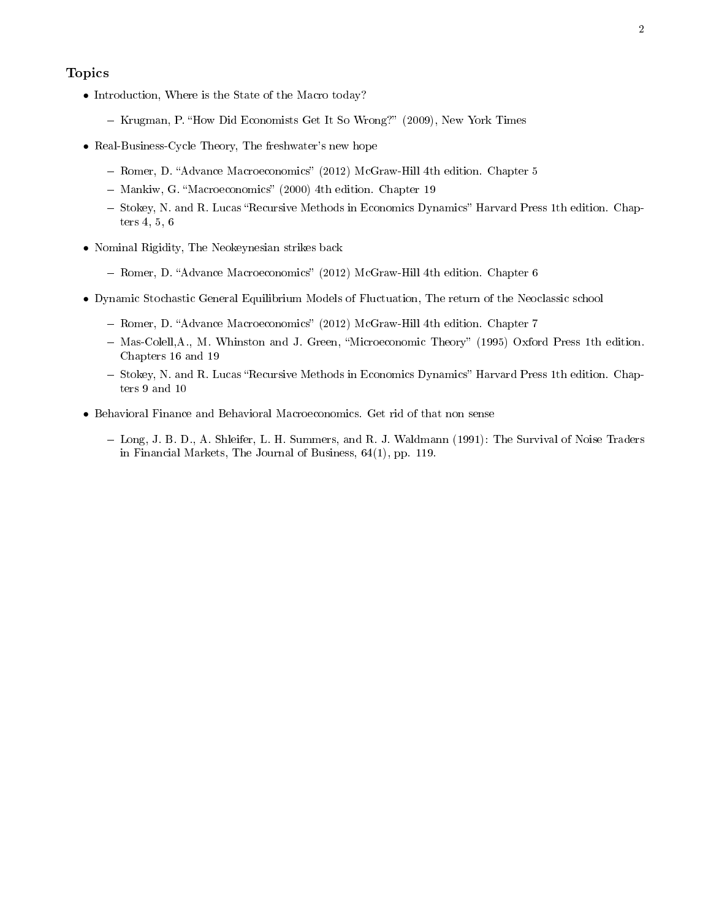### Topics

- Introduction, Where is the State of the Macro today?
  - Krugman, P. "How Did Economists Get It So Wrong?" (2009), New York Times
- Real-Business-Cycle Theory, The freshwater's new hope
  - Romer, D. "Advance Macroeconomics" (2012) McGraw-Hill 4th edition. Chapter 5
  - Mankiw, G. "Macroeconomics" (2000) 4th edition. Chapter 19
  - Stokey, N. and R. Lucas "Recursive Methods in Economics Dynamics" Harvard Press 1th edition. Chapters 4, 5, 6
- Nominal Rigidity, The Neokeynesian strikes back
  - Romer, D. "Advance Macroeconomics" (2012) McGraw-Hill 4th edition. Chapter 6
- Dynamic Stochastic General Equilibrium Models of Fluctuation, The return of the Neoclassic school
  - Romer, D. "Advance Macroeconomics" (2012) McGraw-Hill 4th edition. Chapter 7
  - Mas-Colell,A., M. Whinston and J. Green, "Microeconomic Theory" (1995) Oxford Press 1th edition. Chapters 16 and 19
  - Stokey, N. and R. Lucas "Recursive Methods in Economics Dynamics" Harvard Press 1th edition. Chapters 9 and 10
- Behavioral Finance and Behavioral Macroeconomics. Get rid of that non sense
  - Long, J. B. D., A. Shleifer, L. H. Summers, and R. J. Waldmann (1991): The Survival of Noise Traders in Financial Markets, The Journal of Business, 64(1), pp. 119.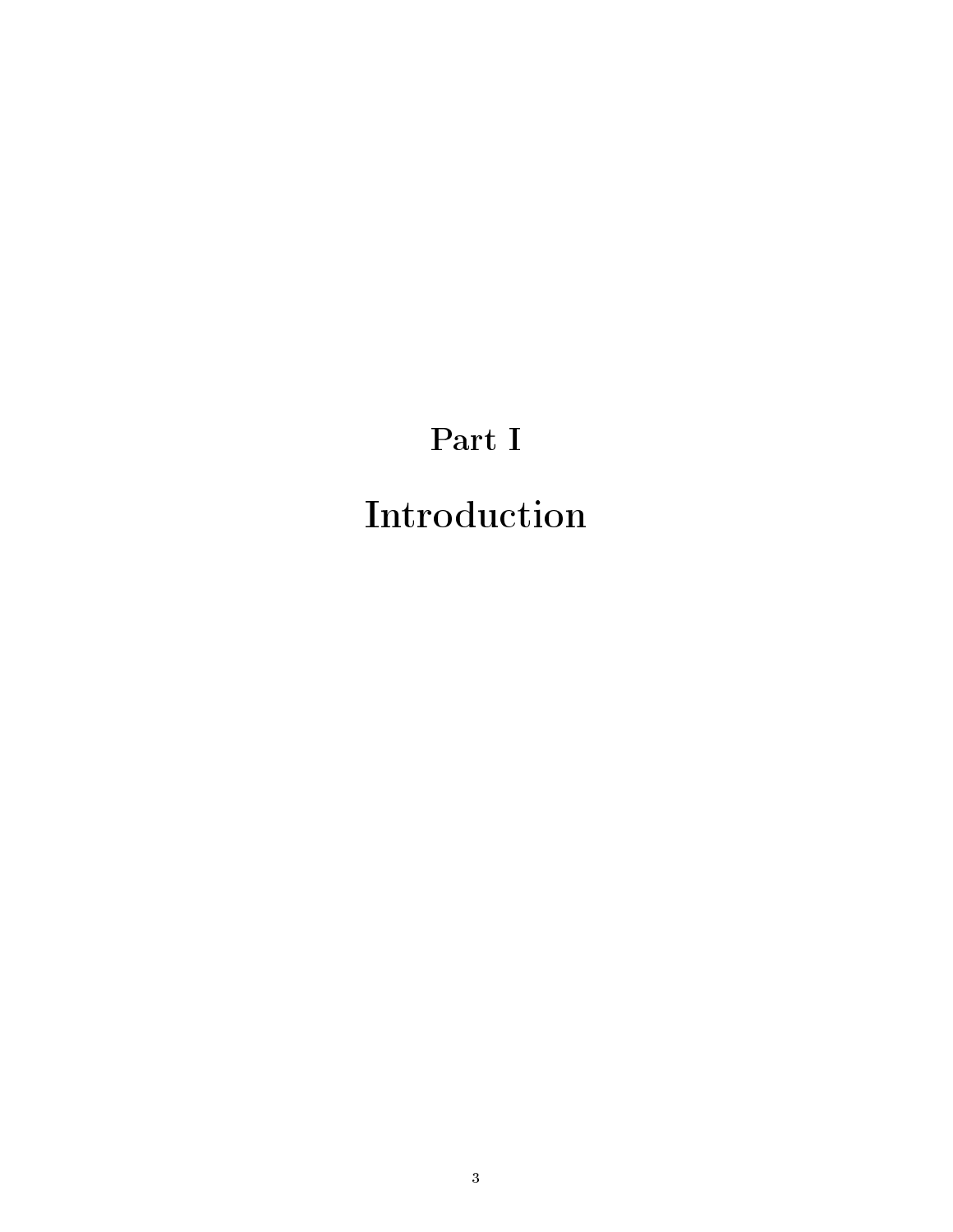# Part I

# Introduction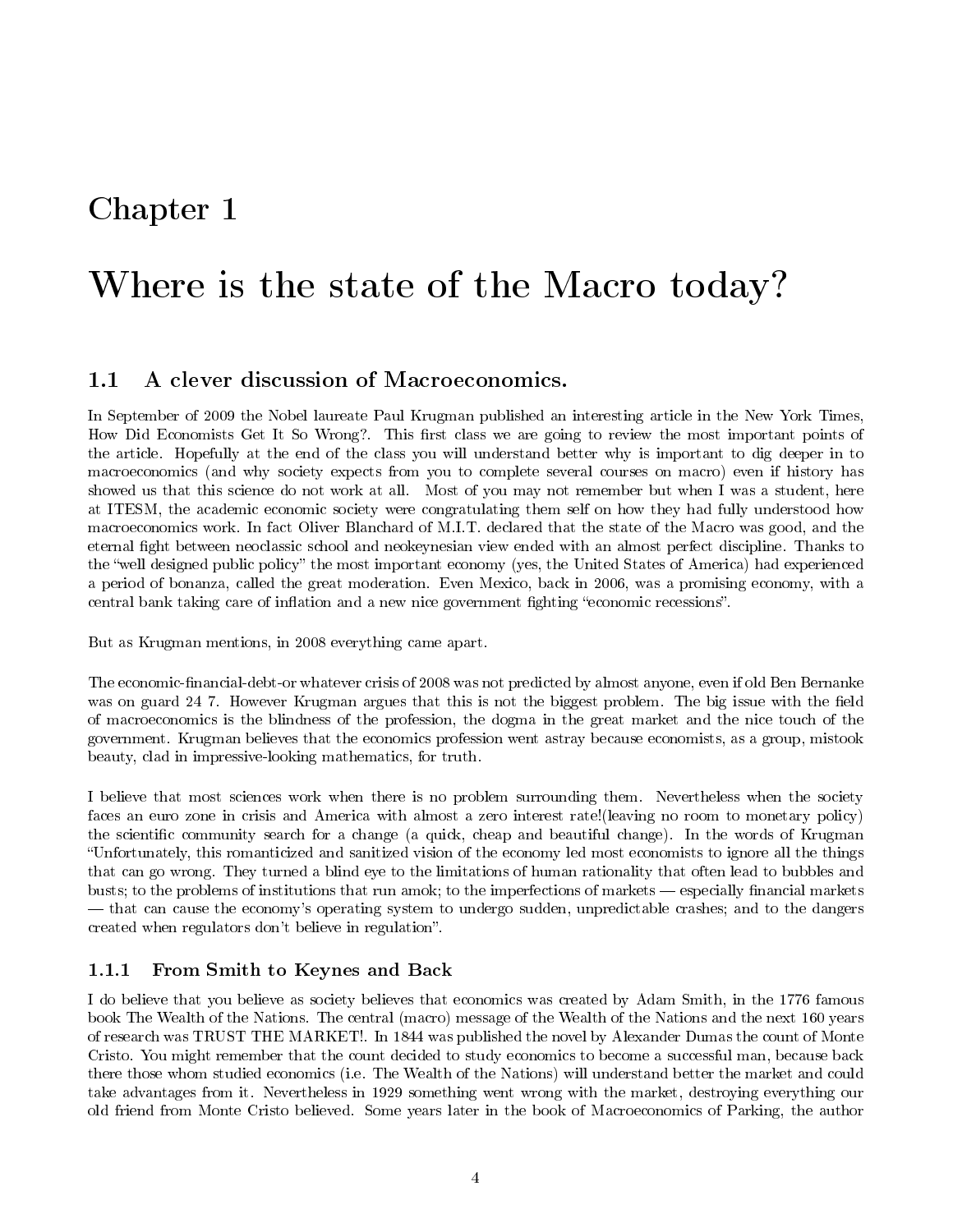# Chapter 1

# Where is the state of the Macro today?

## 1.1 A clever discussion of Macroeconomics.

In September of 2009 the Nobel laureate Paul Krugman published an interesting article in the New York Times, How Did Economists Get It So Wrong?. This first class we are going to review the most important points of the article. Hopefully at the end of the class you will understand better why is important to dig deeper in to macroeconomics (and why society expects from you to complete several courses on macro) even if history has showed us that this science do not work at all. Most of you may not remember but when I was a student, here at ITESM, the academic economic society were congratulating them self on how they had fully understood how macroeconomics work. In fact Oliver Blanchard of M.I.T. declared that the state of the Macro was good, and the eternal fight between neoclassic school and neokeynesian view ended with an almost perfect discipline. Thanks to the "well designed public policy" the most important economy (yes, the United States of America) had experienced a period of bonanza, called the great moderation. Even Mexico, back in 2006, was a promising economy, with a central bank taking care of inflation and a new nice government fighting "economic recessions".

But as Krugman mentions, in 2008 everything came apart.

The economic-financial-debt-or whatever crisis of 2008 was not predicted by almost anyone, even if old Ben Bernanke was on guard 24 7. However Krugman argues that this is not the biggest problem. The big issue with the field of macroeconomics is the blindness of the profession, the dogma in the great market and the nice touch of the government. Krugman believes that the economics profession went astray because economists, as a group, mistook beauty, clad in impressive-looking mathematics, for truth.

I believe that most sciences work when there is no problem surrounding them. Nevertheless when the society faces an euro zone in crisis and America with almost a zero interest rate!(leaving no room to monetary policy) the scientific community search for a change (a quick, cheap and beautiful change). In the words of Krugman "Unfortunately, this romanticized and sanitized vision of the economy led most economists to ignore all the things that can go wrong. They turned a blind eye to the limitations of human rationality that often lead to bubbles and busts; to the problems of institutions that run amok; to the imperfections of markets — especially financial markets — that can cause the economy's operating system to undergo sudden, unpredictable crashes; and to the dangers created when regulators don't believe in regulation".

### 1.1.1 From Smith to Keynes and Back

I do believe that you believe as society believes that economics was created by Adam Smith, in the 1776 famous book The Wealth of the Nations. The central (macro) message of the Wealth of the Nations and the next 160 years of research was TRUST THE MARKET!. In 1844 was published the novel by Alexander Dumas the count of Monte Cristo. You might remember that the count decided to study economics to become a successful man, because back there those whom studied economics (i.e. The Wealth of the Nations) will understand better the market and could take advantages from it. Nevertheless in 1929 something went wrong with the market, destroying everything our old friend from Monte Cristo believed. Some years later in the book of Macroeconomics of Parking, the author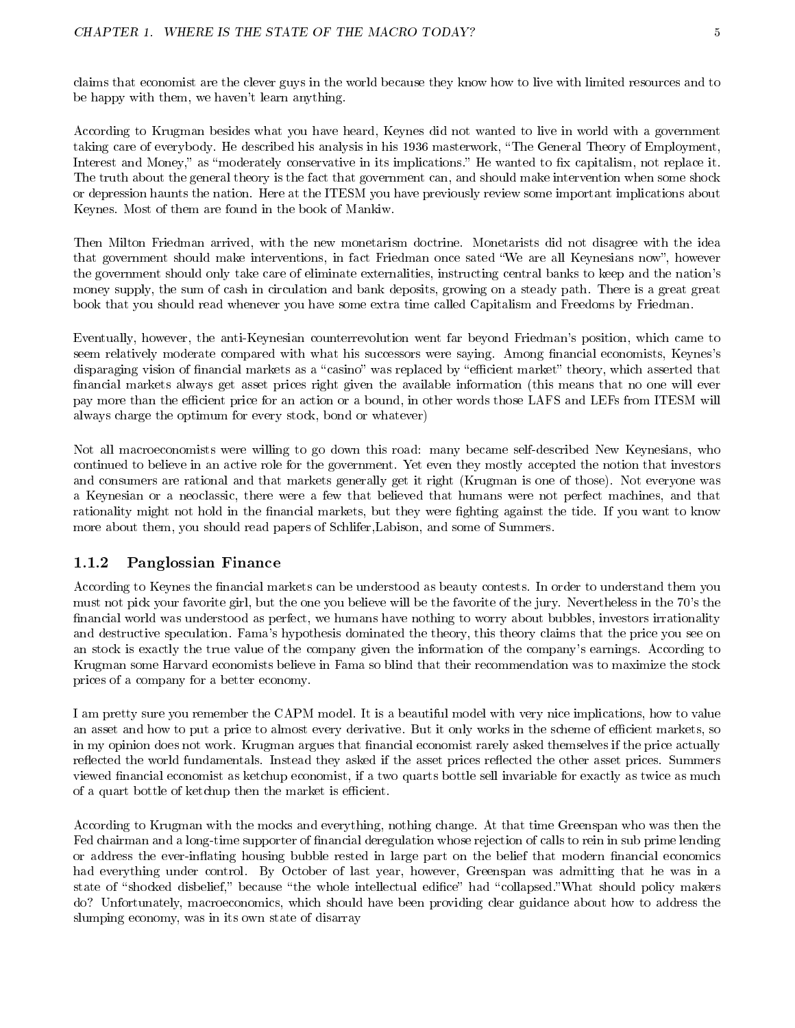claims that economist are the clever guys in the world because they know how to live with limited resources and to be happy with them, we haven't learn anything.

According to Krugman besides what you have heard, Keynes did not wanted to live in world with a government taking care of everybody. He described his analysis in his 1936 masterwork, "The General Theory of Employment, Interest and Money," as "moderately conservative in its implications." He wanted to fix capitalism, not replace it. The truth about the general theory is the fact that government can, and should make intervention when some shock or depression haunts the nation. Here at the ITESM you have previously review some important implications about Keynes. Most of them are found in the book of Mankiw.

Then Milton Friedman arrived, with the new monetarism doctrine. Monetarists did not disagree with the idea that government should make interventions, in fact Friedman once sated "We are all Keynesians now", however the government should only take care of eliminate externalities, instructing central banks to keep and the nation's money supply, the sum of cash in circulation and bank deposits, growing on a steady path. There is a great great book that you should read whenever you have some extra time called Capitalism and Freedoms by Friedman.

Eventually, however, the anti-Keynesian counterrevolution went far beyond Friedman's position, which came to seem relatively moderate compared with what his successors were saying. Among financial economists, Keynes's disparaging vision of financial markets as a "casino" was replaced by "efficient market" theory, which asserted that financial markets always get asset prices right given the available information (this means that no one will ever pay more than the efficient price for an action or a bound, in other words those LAFS and LEFs from ITESM will always charge the optimum for every stock, bond or whatever)

Not all macroeconomists were willing to go down this road: many became self-described New Keynesians, who continued to believe in an active role for the government. Yet even they mostly accepted the notion that investors and consumers are rational and that markets generally get it right (Krugman is one of those). Not everyone was a Keynesian or a neoclassic, there were a few that believed that humans were not perfect machines, and that rationality might not hold in the financial markets, but they were fighting against the tide. If you want to know more about them, you should read papers of Schlifer,Labison, and some of Summers.

### 1.1.2 Panglossian Finance

According to Keynes the financial markets can be understood as beauty contests. In order to understand them you must not pick your favorite girl, but the one you believe will be the favorite of the jury. Nevertheless in the 70's the financial world was understood as perfect, we humans have nothing to worry about bubbles, investors irrationality and destructive speculation. Fama's hypothesis dominated the theory, this theory claims that the price you see on an stock is exactly the true value of the company given the information of the company's earnings. According to Krugman some Harvard economists believe in Fama so blind that their recommendation was to maximize the stock prices of a company for a better economy.

I am pretty sure you remember the CAPM model. It is a beautiful model with very nice implications, how to value an asset and how to put a price to almost every derivative. But it only works in the scheme of efficient markets, so in my opinion does not work. Krugman argues that financial economist rarely asked themselves if the price actually reflected the world fundamentals. Instead they asked if the asset prices reflected the other asset prices. Summers viewed financial economist as ketchup economist, if a two quarts bottle sell invariable for exactly as twice as much of a quart bottle of ketchup then the market is efficient.

According to Krugman with the mocks and everything, nothing change. At that time Greenspan who was then the Fed chairman and a long-time supporter of financial deregulation whose rejection of calls to rein in sub prime lending or address the ever-inflating housing bubble rested in large part on the belief that modern financial economics had everything under control. By October of last year, however, Greenspan was admitting that he was in a state of "shocked disbelief," because "the whole intellectual edifice" had "collapsed."What should policy makers do? Unfortunately, macroeconomics, which should have been providing clear guidance about how to address the slumping economy, was in its own state of disarray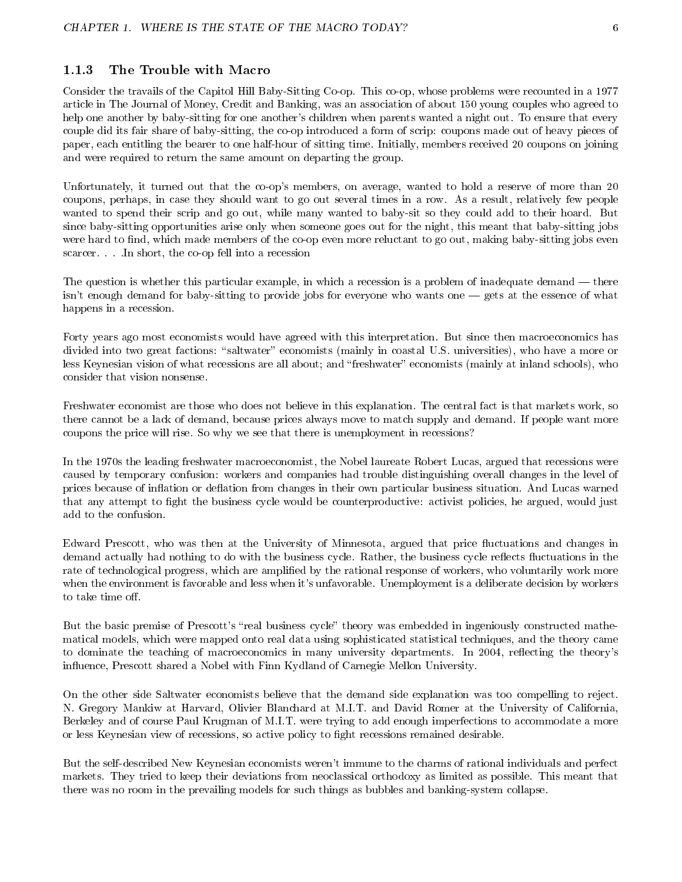### 1.1.3 The Trouble with Macro

Consider the travails of the Capitol Hill Baby-Sitting Co-op. This co-op, whose problems were recounted in a 1977 article in The Journal of Money, Credit and Banking, was an association of about 150 young couples who agreed to help one another by baby-sitting for one another's children when parents wanted a night out. To ensure that every couple did its fair share of baby-sitting, the co-op introduced a form of scrip: coupons made out of heavy pieces of paper, each entitling the bearer to one half-hour of sitting time. Initially, members received 20 coupons on joining and were required to return the same amount on departing the group.

Unfortunately, it turned out that the co-op's members, on average, wanted to hold a reserve of more than 20 coupons, perhaps, in case they should want to go out several times in a row. As a result, relatively few people wanted to spend their scrip and go out, while many wanted to baby-sit so they could add to their hoard. But since baby-sitting opportunities arise only when someone goes out for the night, this meant that baby-sitting jobs were hard to find, which made members of the co-op even more reluctant to go out, making baby-sitting jobs even scarcer. . . .In short, the co-op fell into a recession

The question is whether this particular example, in which a recession is a problem of inadequate demand — there isn't enough demand for baby-sitting to provide jobs for everyone who wants one — gets at the essence of what happens in a recession.

Forty years ago most economists would have agreed with this interpretation. But since then macroeconomics has divided into two great factions: "saltwater" economists (mainly in coastal U.S. universities), who have a more or less Keynesian vision of what recessions are all about; and "freshwater" economists (mainly at inland schools), who consider that vision nonsense.

Freshwater economist are those who does not believe in this explanation. The central fact is that markets work, so there cannot be a lack of demand, because prices always move to match supply and demand. If people want more coupons the price will rise. So why we see that there is unemployment in recessions?

In the 1970s the leading freshwater macroeconomist, the Nobel laureate Robert Lucas, argued that recessions were caused by temporary confusion: workers and companies had trouble distinguishing overall changes in the level of prices because of inflation or deflation from changes in their own particular business situation. And Lucas warned that any attempt to fight the business cycle would be counterproductive: activist policies, he argued, would just add to the confusion.

Edward Prescott, who was then at the University of Minnesota, argued that price fluctuations and changes in demand actually had nothing to do with the business cycle. Rather, the business cycle reflects fluctuations in the rate of technological progress, which are amplified by the rational response of workers, who voluntarily work more when the environment is favorable and less when it's unfavorable. Unemployment is a deliberate decision by workers to take time off.

But the basic premise of Prescott's "real business cycle" theory was embedded in ingeniously constructed mathematical models, which were mapped onto real data using sophisticated statistical techniques, and the theory came to dominate the teaching of macroeconomics in many university departments. In 2004, reflecting the theory's influence, Prescott shared a Nobel with Finn Kydland of Carnegie Mellon University.

On the other side Saltwater economists believe that the demand side explanation was too compelling to reject. N. Gregory Mankiw at Harvard, Olivier Blanchard at M.I.T. and David Romer at the University of California, Berkeley and of course Paul Krugman of M.I.T. were trying to add enough imperfections to accommodate a more or less Keynesian view of recessions, so active policy to fight recessions remained desirable.

But the self-described New Keynesian economists weren't immune to the charms of rational individuals and perfect markets. They tried to keep their deviations from neoclassical orthodoxy as limited as possible. This meant that there was no room in the prevailing models for such things as bubbles and banking-system collapse.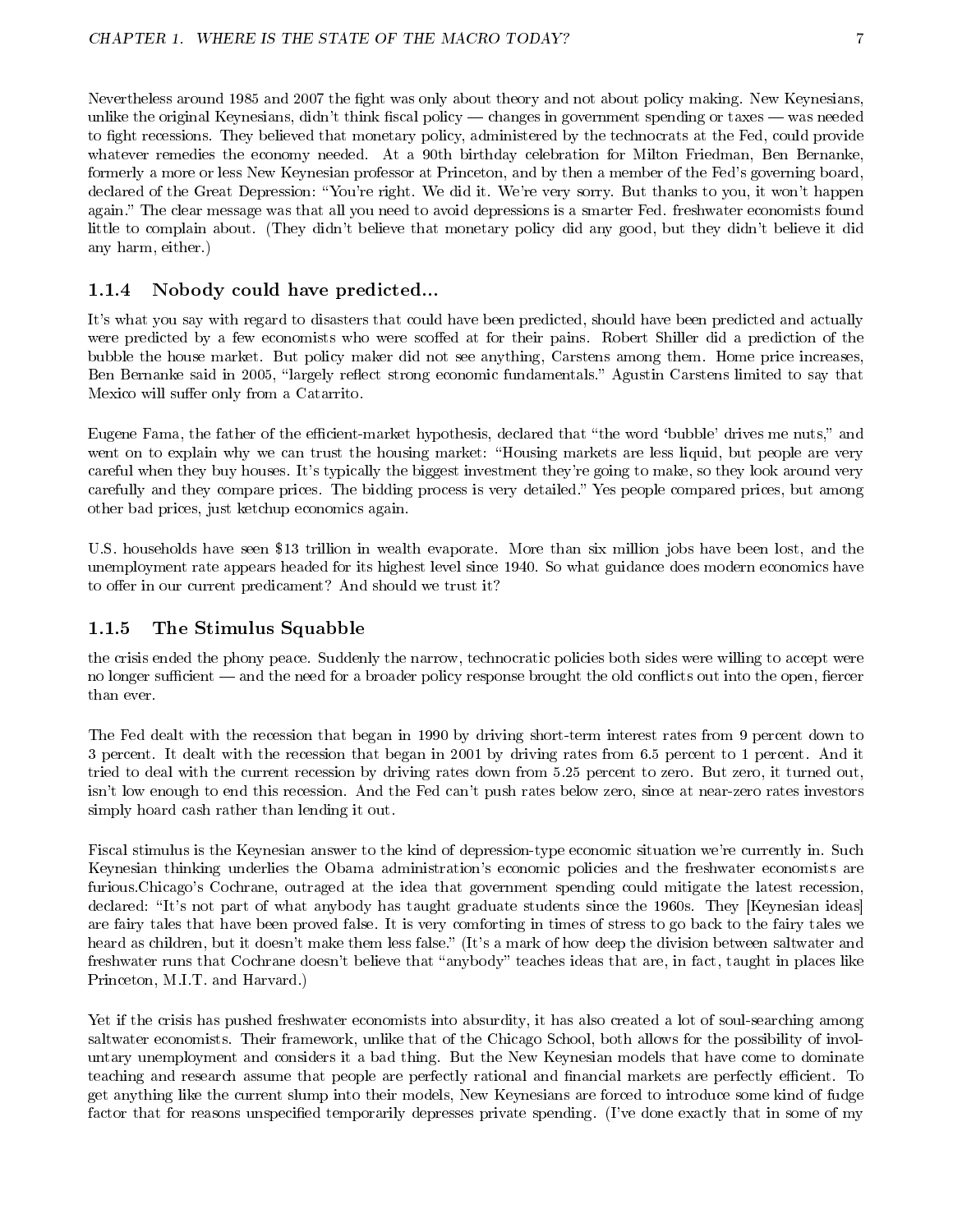Nevertheless around 1985 and 2007 the fight was only about theory and not about policy making. New Keynesians, unlike the original Keynesians, didn't think fiscal policy — changes in government spending or taxes — was needed to fight recessions. They believed that monetary policy, administered by the technocrats at the Fed, could provide whatever remedies the economy needed. At a 90th birthday celebration for Milton Friedman, Ben Bernanke, formerly a more or less New Keynesian professor at Princeton, and by then a member of the Fed's governing board, declared of the Great Depression: "You're right. We did it. We're very sorry. But thanks to you, it won't happen again." The clear message was that all you need to avoid depressions is a smarter Fed. freshwater economists found little to complain about. (They didn't believe that monetary policy did any good, but they didn't believe it did any harm, either.)

### 1.1.4 Nobody could have predicted...

It's what you say with regard to disasters that could have been predicted, should have been predicted and actually were predicted by a few economists who were scoffed at for their pains. Robert Shiller did a prediction of the bubble the house market. But policy maker did not see anything, Carstens among them. Home price increases, Ben Bernanke said in 2005, "largely reflect strong economic fundamentals." Agustin Carstens limited to say that Mexico will suffer only from a Catarrito.

Eugene Fama, the father of the efficient-market hypothesis, declared that "the word 'bubble' drives me nuts," and went on to explain why we can trust the housing market: "Housing markets are less liquid, but people are very careful when they buy houses. It's typically the biggest investment they're going to make, so they look around very carefully and they compare prices. The bidding process is very detailed." Yes people compared prices, but among other bad prices, just ketchup economics again.

U.S. households have seen $13 trillion in wealth evaporate. More than six million jobs have been lost, and the unemployment rate appears headed for its highest level since 1940. So what guidance does modern economics have to offer in our current predicament? And should we trust it?

### 1.1.5 The Stimulus Squabble

the crisis ended the phony peace. Suddenly the narrow, technocratic policies both sides were willing to accept were no longer sufficient — and the need for a broader policy response brought the old conflicts out into the open, fiercer than ever.

The Fed dealt with the recession that began in 1990 by driving short-term interest rates from 9 percent down to 3 percent. It dealt with the recession that began in 2001 by driving rates from 6.5 percent to 1 percent. And it tried to deal with the current recession by driving rates down from 5.25 percent to zero. But zero, it turned out, isn't low enough to end this recession. And the Fed can't push rates below zero, since at near-zero rates investors simply hoard cash rather than lending it out.

Fiscal stimulus is the Keynesian answer to the kind of depression-type economic situation we're currently in. Such Keynesian thinking underlies the Obama administration's economic policies and the freshwater economists are furious.Chicago's Cochrane, outraged at the idea that government spending could mitigate the latest recession, declared: "It's not part of what anybody has taught graduate students since the 1960s. They [Keynesian ideas] are fairy tales that have been proved false. It is very comforting in times of stress to go back to the fairy tales we heard as children, but it doesn't make them less false." (It's a mark of how deep the division between saltwater and freshwater runs that Cochrane doesn't believe that "anybody" teaches ideas that are, in fact, taught in places like Princeton, M.I.T. and Harvard.)

Yet if the crisis has pushed freshwater economists into absurdity, it has also created a lot of soul-searching among saltwater economists. Their framework, unlike that of the Chicago School, both allows for the possibility of involuntary unemployment and considers it a bad thing. But the New Keynesian models that have come to dominate teaching and research assume that people are perfectly rational and financial markets are perfectly efficient. To get anything like the current slump into their models, New Keynesians are forced to introduce some kind of fudge factor that for reasons unspecified temporarily depresses private spending. (I've done exactly that in some of my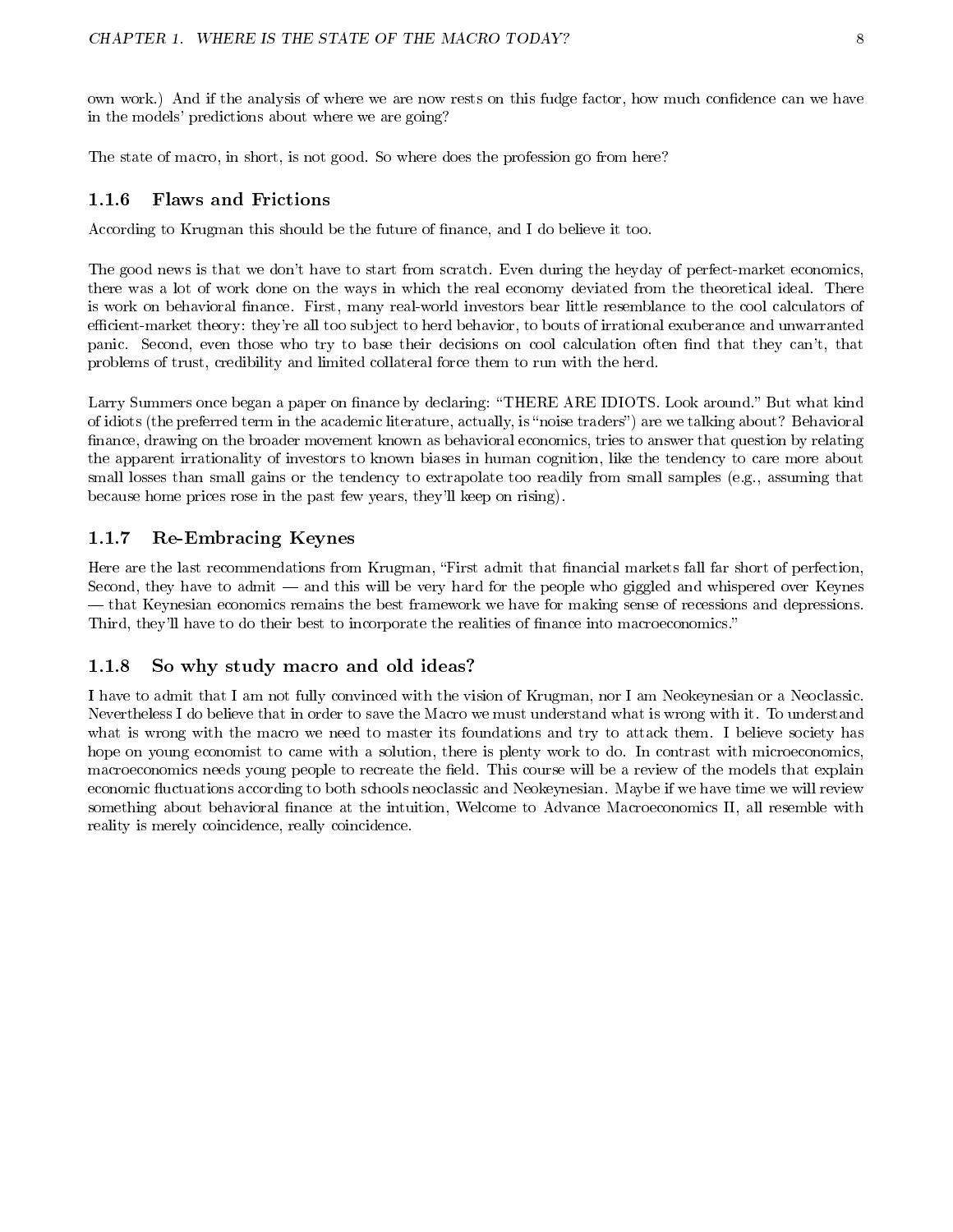own work.) And if the analysis of where we are now rests on this fudge factor, how much confidence can we have in the models' predictions about where we are going?

The state of macro, in short, is not good. So where does the profession go from here?

### 1.1.6 Flaws and Frictions

According to Krugman this should be the future of finance, and I do believe it too.

The good news is that we don't have to start from scratch. Even during the heyday of perfect-market economics, there was a lot of work done on the ways in which the real economy deviated from the theoretical ideal. There is work on behavioral finance. First, many real-world investors bear little resemblance to the cool calculators of efficient-market theory: they're all too subject to herd behavior, to bouts of irrational exuberance and unwarranted panic. Second, even those who try to base their decisions on cool calculation often find that they can't, that problems of trust, credibility and limited collateral force them to run with the herd.

Larry Summers once began a paper on finance by declaring: "THERE ARE IDIOTS. Look around." But what kind of idiots (the preferred term in the academic literature, actually, is "noise traders") are we talking about? Behavioral finance, drawing on the broader movement known as behavioral economics, tries to answer that question by relating the apparent irrationality of investors to known biases in human cognition, like the tendency to care more about small losses than small gains or the tendency to extrapolate too readily from small samples (e.g., assuming that because home prices rose in the past few years, they'll keep on rising).

### 1.1.7 Re-Embracing Keynes

Here are the last recommendations from Krugman, "First admit that financial markets fall far short of perfection, Second, they have to admit — and this will be very hard for the people who giggled and whispered over Keynes — that Keynesian economics remains the best framework we have for making sense of recessions and depressions. Third, they'll have to do their best to incorporate the realities of finance into macroeconomics."

### 1.1.8 So why study macro and old ideas?

I have to admit that I am not fully convinced with the vision of Krugman, nor I am Neokeynesian or a Neoclassic. Nevertheless I do believe that in order to save the Macro we must understand what is wrong with it. To understand what is wrong with the macro we need to master its foundations and try to attack them. I believe society has hope on young economist to came with a solution, there is plenty work to do. In contrast with microeconomics, macroeconomics needs young people to recreate the field. This course will be a review of the models that explain economic fluctuations according to both schools neoclassic and Neokeynesian. Maybe if we have time we will review something about behavioral finance at the intuition, Welcome to Advance Macroeconomics II, all resemble with reality is merely coincidence, really coincidence.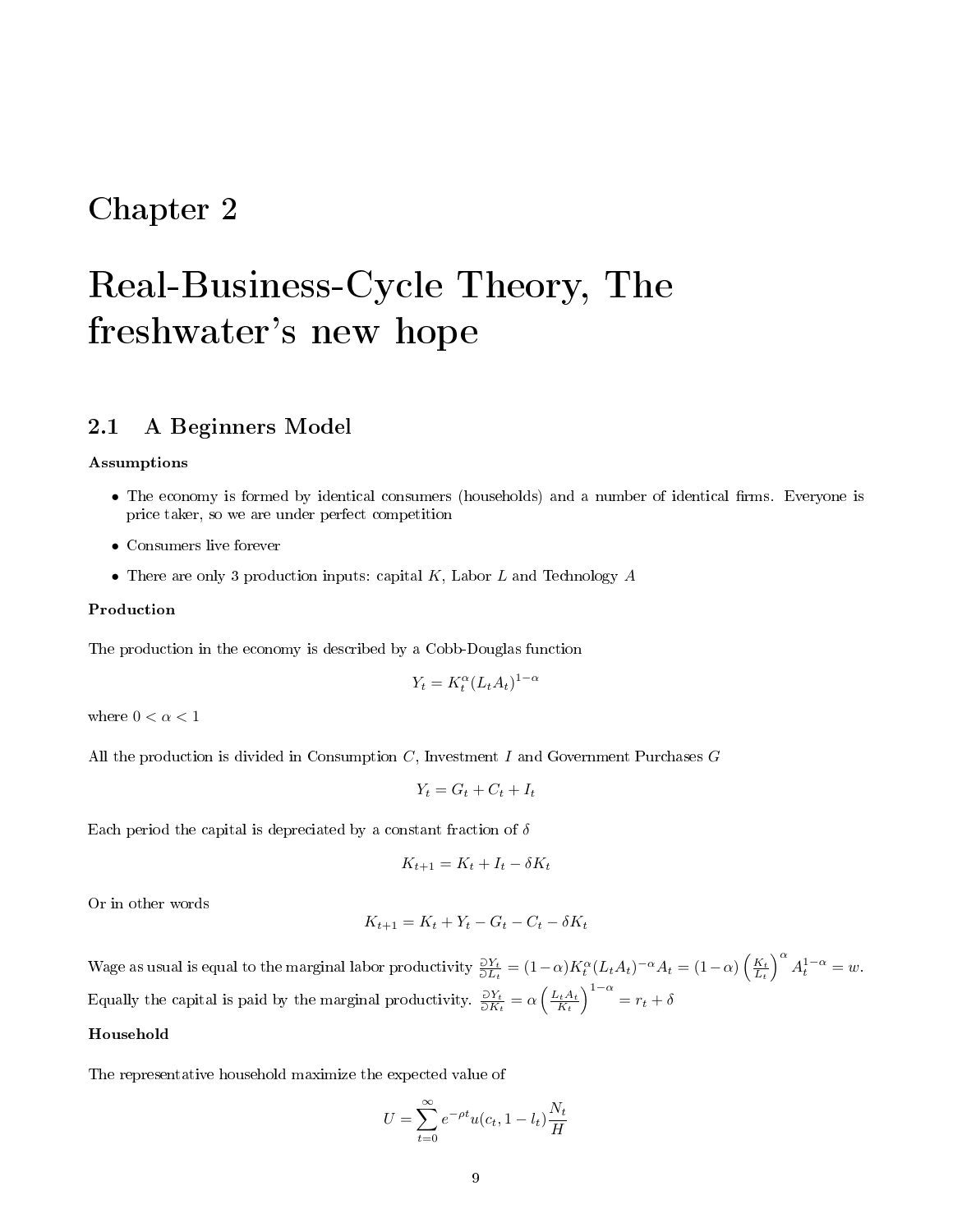# Chapter 2

# Real-Business-Cycle Theory, The freshwater's new hope

## 2.1 A Beginners Model

**Assumptions**

- The economy is formed by identical consumers (households) and a number of identical firms. Everyone is price taker, so we are under perfect competition
- Consumers live forever
- There are only 3 production inputs: capital $K$, Labor $L$ and Technology $A$

**Production**

The production in the economy is described by a Cobb-Douglas function

$$Y_t = K_t^{\alpha}(L_t A_t)^{1-\alpha}$$

where $0 < \alpha < 1$

All the production is divided in Consumption $C$, Investment $I$ and Government Purchases $G$

$$Y_t = G_t + C_t + I_t$$

Each period the capital is depreciated by a constant fraction of $\delta$

$$K_{t+1} = K_t + I_t - \delta K_t$$

Or in other words

$$K_{t+1} = K_t + Y_t - G_t - C_t - \delta K_t$$

Wage as usual is equal to the marginal labor productivity $\frac{\partial Y_t}{\partial L_t} = (1-\alpha)K_t^{\alpha}(L_t A_t)^{-\alpha} A_t = (1-\alpha)\left(\frac{K_t}{L_t}\right)^{\alpha} A_t^{1-\alpha} = w$.
Equally the capital is paid by the marginal productivity. $\frac{\partial Y_t}{\partial K_t} = \alpha\left(\frac{L_t A_t}{K_t}\right)^{1-\alpha} = r_t + \delta$

**Household**

The representative household maximize the expected value of

$$U = \sum_{t=0}^{\infty} e^{-\rho t} u(c_t, 1 - l_t)\frac{N_t}{H}$$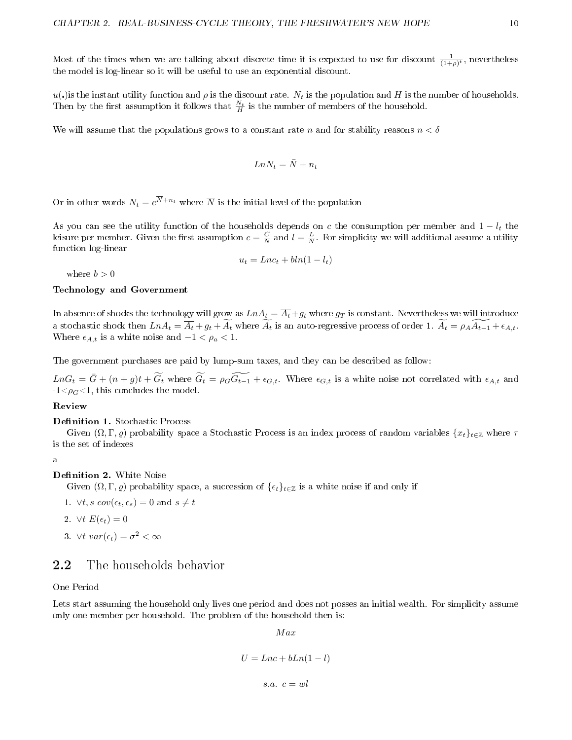Most of the times when we are talking about discrete time it is expected to use for discount $\frac{1}{(1+\rho)^t}$, nevertheless the model is log-linear so it will be useful to use an exponential discount.

$u(.)$is the instant utility function and $\rho$ is the discount rate. $N_t$ is the population and $H$ is the number of households. Then by the first assumption it follows that $\frac{N_t}{H}$ is the number of members of the household.

We will assume that the populations grows to a constant rate $n$ and for stability reasons $n < \delta$

$$LnN_t = \bar{N} + n_t$$

Or in other words $N_t = e^{\overline{N}+n_t}$ where $\overline{N}$ is the initial level of the population

As you can see the utility function of the households depends on $c$ the consumption per member and $1 - l_t$ the leisure per member. Given the first assumption $c = \frac{C}{N}$ and $l = \frac{L}{N}$. For simplicity we will additional assume a utility function log-linear

$$u_t = Lnc_t + bln(1 - l_t)$$

where $b > 0$

**Technology and Government**

In absence of shocks the technology will grow as $LnA_t = \overline{A_t} + g_t$ where $g_T$ is constant. Nevertheless we will introduce a stochastic shock then $LnA_t = \overline{A_t} + g_t + \widetilde{A_t}$ where $\widetilde{A_t}$ is an auto-regressive process of order 1. $\widetilde{A_t} = \rho_A \widetilde{A_{t-1}} + \epsilon_{A,t}$. Where $\epsilon_{A,t}$ is a white noise and $-1 < \rho_a < 1$.

The government purchases are paid by lump-sum taxes, and they can be described as follow:

$LnG_t = \bar{G} + (n + g)t + \widetilde{G_t}$ where $\widetilde{G_t} = \rho_G \widetilde{G_{t-1}} + \epsilon_{G,t}$. Where $\epsilon_{G,t}$ is a white noise not correlated with $\epsilon_{A,t}$ and $-1<\rho_G<1$, this concludes the model.

**Review**

**Definition 1.** Stochastic Process

Given $(\Omega, \Gamma, \varrho)$ probability space a Stochastic Process is an index process of random variables $\{x_t\}_{t\in\mathbb{Z}}$ where $\tau$ is the set of indexes

a

**Definition 2.** White Noise

Given $(\Omega, \Gamma, \varrho)$ probability space, a succession of $\{\epsilon_t\}_{t\in\mathbb{Z}}$ is a white noise if and only if

1. $\forall t, s \; cov(\epsilon_t, \epsilon_s) = 0$ and $s \neq t$
2. $\forall t \; E(\epsilon_t) = 0$
3. $\forall t \; var(\epsilon_t) = \sigma^2 < \infty$

## 2.2 The households behavior

One Period

Lets start assuming the household only lives one period and does not posses an initial wealth. For simplicity assume only one member per household. The problem of the household then is:

$$Max$$

$$U = Lnc + bLn(1 - l)$$

$$s.a. \; c = wl$$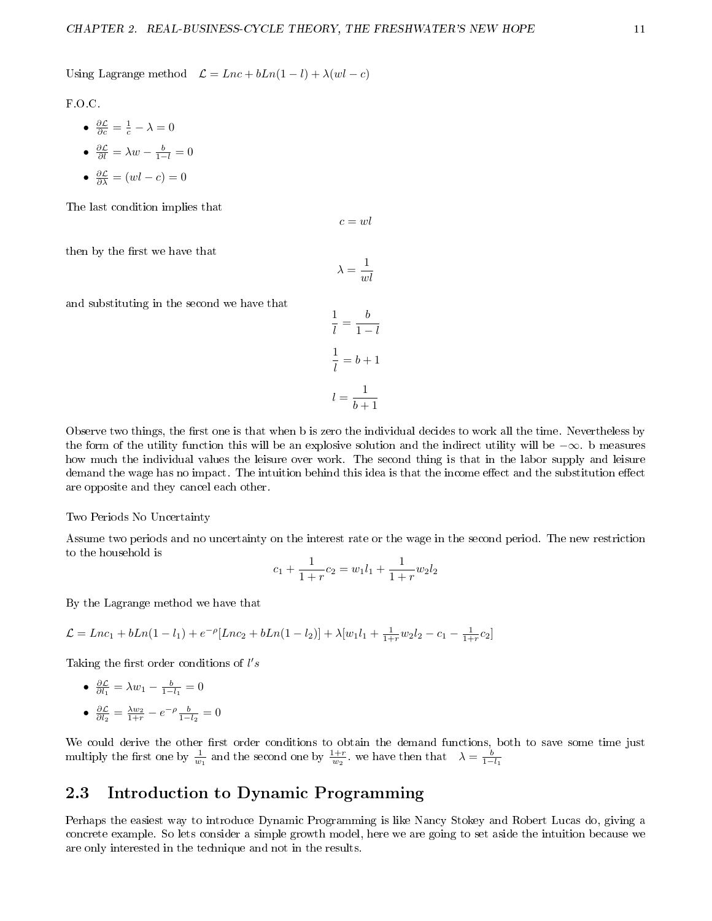Using Lagrange method $\quad \mathcal{L} = Lnc + bLn(1-l) + \lambda(wl - c)$

F.O.C.

- $\frac{\partial \mathcal{L}}{\partial c} = \frac{1}{c} - \lambda = 0$
- $\frac{\partial \mathcal{L}}{\partial l} = \lambda w - \frac{b}{1-l} = 0$
- $\frac{\partial \mathcal{L}}{\partial \lambda} = (wl - c) = 0$

The last condition implies that

$$c = wl$$

then by the first we have that

$$\lambda = \frac{1}{wl}$$

and substituting in the second we have that

$$\frac{1}{l} = \frac{b}{1-l}$$

$$\frac{1}{l} = b + 1$$

$$l = \frac{1}{b+1}$$

Observe two things, the first one is that when b is zero the individual decides to work all the time. Nevertheless by the form of the utility function this will be an explosive solution and the indirect utility will be $-\infty$. b measures how much the individual values the leisure over work. The second thing is that in the labor supply and leisure demand the wage has no impact. The intuition behind this idea is that the income effect and the substitution effect are opposite and they cancel each other.

Two Periods No Uncertainty

Assume two periods and no uncertainty on the interest rate or the wage in the second period. The new restriction to the household is

$$c_1 + \frac{1}{1+r} c_2 = w_1 l_1 + \frac{1}{1+r} w_2 l_2$$

By the Lagrange method we have that

$$\mathcal{L} = Lnc_1 + bLn(1-l_1) + e^{-\rho}[Lnc_2 + bLn(1-l_2)] + \lambda[w_1 l_1 + \tfrac{1}{1+r} w_2 l_2 - c_1 - \tfrac{1}{1+r} c_2]$$

Taking the first order conditions of $l's$

- $\frac{\partial \mathcal{L}}{\partial l_1} = \lambda w_1 - \frac{b}{1-l_1} = 0$
- $\frac{\partial \mathcal{L}}{\partial l_2} = \frac{\lambda w_2}{1+r} - e^{-\rho} \frac{b}{1-l_2} = 0$

We could derive the other first order conditions to obtain the demand functions, both to save some time just multiply the first one by $\frac{1}{w_1}$ and the second one by $\frac{1+r}{w_2}$. we have then that $\quad \lambda = \frac{b}{1-l_1}$

## 2.3 Introduction to Dynamic Programming

Perhaps the easiest way to introduce Dynamic Programming is like Nancy Stokey and Robert Lucas do, giving a concrete example. So lets consider a simple growth model, here we are going to set aside the intuition because we are only interested in the technique and not in the results.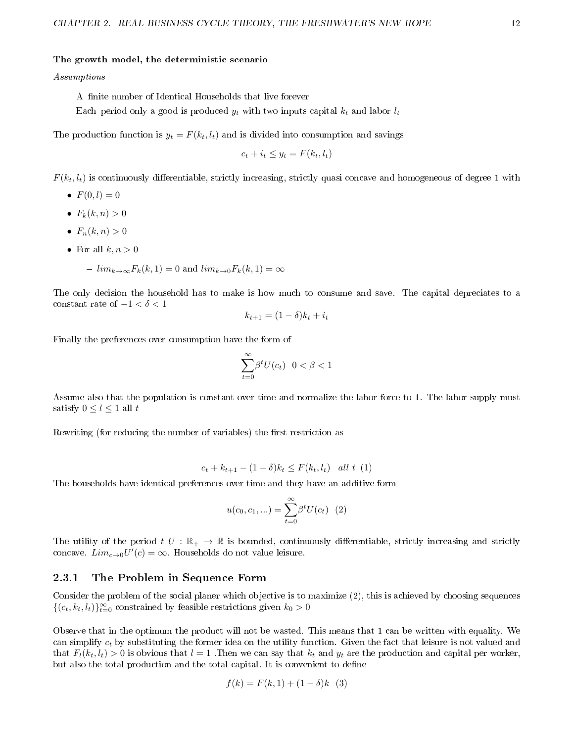**The growth model, the deterministic scenario**

*Assumptions*

> A finite number of Identical Households that live forever
>
> Each period only a good is produced $y_t$ with two inputs capital $k_t$ and labor $l_t$

The production function is $y_t = F(k_t, l_t)$ and is divided into consumption and savings

$$c_t + i_t \leq y_t = F(k_t, l_t)$$

$F(k_t, l_t)$ is continuously differentiable, strictly increasing, strictly quasi concave and homogeneous of degree 1 with

- $F(0, l) = 0$
- $F_k(k, n) > 0$
- $F_n(k, n) > 0$
- For all $k, n > 0$
  - $lim_{k\to\infty} F_k(k, 1) = 0$ and $lim_{k\to 0} F_k(k, 1) = \infty$

The only decision the household has to make is how much to consume and save. The capital depreciates to a constant rate of $-1 < \delta < 1$

$$k_{t+1} = (1-\delta)k_t + i_t$$

Finally the preferences over consumption have the form of

$$\sum_{t=0}^{\infty} \beta^t U(c_t) \quad 0 < \beta < 1$$

Assume also that the population is constant over time and normalize the labor force to 1. The labor supply must satisfy $0 \leq l \leq 1$ all $t$

Rewriting (for reducing the number of variables) the first restriction as

$$c_t + k_{t+1} - (1-\delta)k_t \leq F(k_t, l_t) \quad all\ t \quad (1)$$

The households have identical preferences over time and they have an additive form

$$u(c_0, c_1, ...) = \sum_{t=0}^{\infty} \beta^t U(c_t) \quad (2)$$

The utility of the period $t$ $U : \mathbb{R}_+ \to \mathbb{R}$ is bounded, continuously differentiable, strictly increasing and strictly concave. $Lim_{c\to 0} U'(c) = \infty$. Households do not value leisure.

### 2.3.1 The Problem in Sequence Form

Consider the problem of the social planer which objective is to maximize (2), this is achieved by choosing sequences $\{(c_t, k_t, l_t)\}_{t=0}^{\infty}$ constrained by feasible restrictions given $k_0 > 0$

Observe that in the optimum the product will not be wasted. This means that 1 can be written with equality. We can simplify $c_t$ by substituting the former idea on the utility function. Given the fact that leisure is not valued and that $F_l(k_t, l_t) > 0$ is obvious that $l = 1$ .Then we can say that $k_t$ and $y_t$ are the production and capital per worker, but also the total production and the total capital. It is convenient to define

$$f(k) = F(k, 1) + (1-\delta)k \quad (3)$$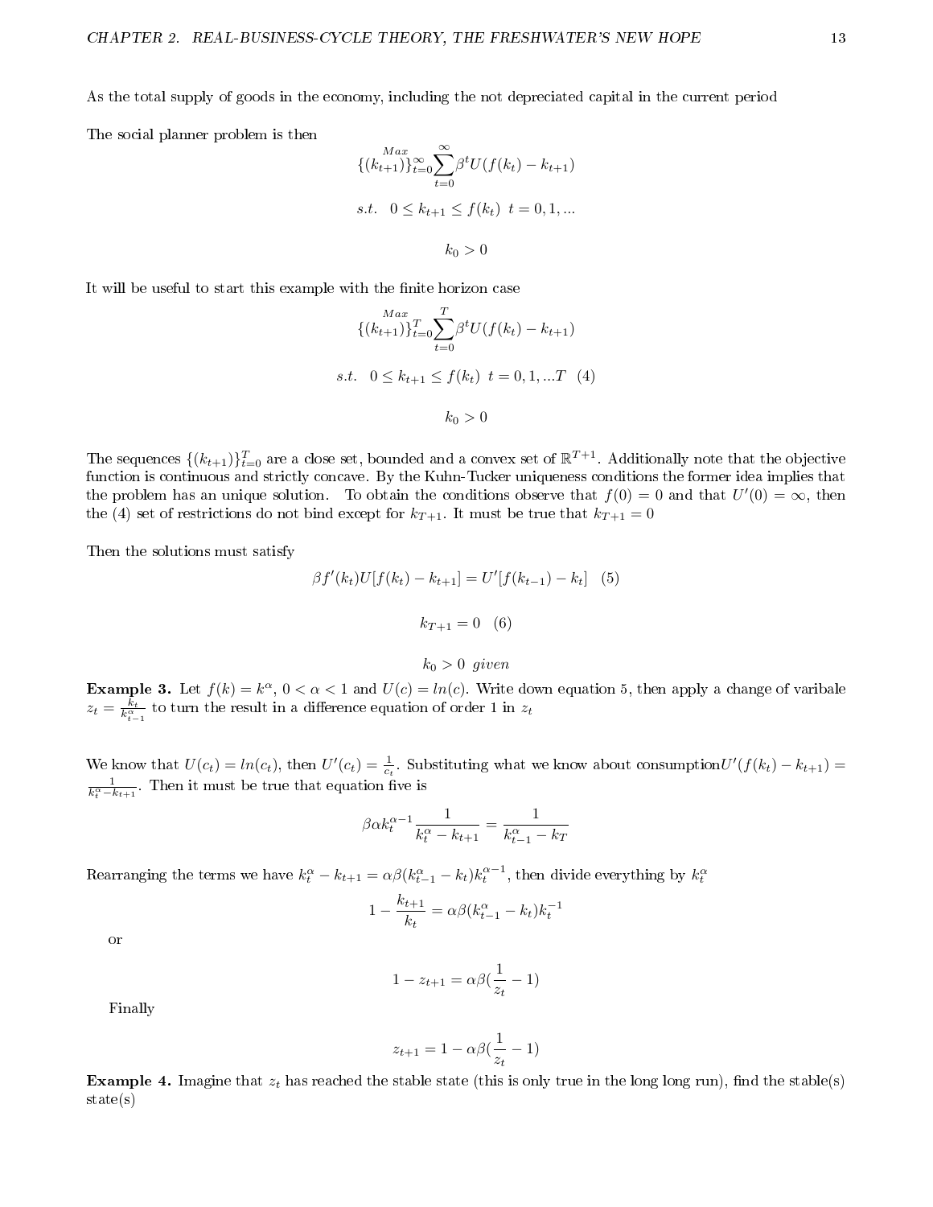As the total supply of goods in the economy, including the not depreciated capital in the current period

The social planner problem is then

$$\underset{\{(k_{t+1})\}_{t=0}^{\infty}}{Max} \sum_{t=0}^{\infty} \beta^t U(f(k_t) - k_{t+1})$$

$$s.t. \quad 0 \leq k_{t+1} \leq f(k_t) \;\; t = 0, 1, ...$$

$$k_0 > 0$$

It will be useful to start this example with the finite horizon case

$$\underset{\{(k_{t+1})\}_{t=0}^{T}}{Max} \sum_{t=0}^{T} \beta^t U(f(k_t) - k_{t+1})$$

$$s.t. \quad 0 \leq k_{t+1} \leq f(k_t) \;\; t = 0, 1, ...T \quad (4)$$

$$k_0 > 0$$

The sequences $\{(k_{t+1})\}_{t=0}^{T}$ are a close set, bounded and a convex set of $\mathbb{R}^{T+1}$. Additionally note that the objective function is continuous and strictly concave. By the Kuhn-Tucker uniqueness conditions the former idea implies that the problem has an unique solution. To obtain the conditions observe that $f(0) = 0$ and that $U'(0) = \infty$, then the (4) set of restrictions do not bind except for $k_{T+1}$. It must be true that $k_{T+1} = 0$

Then the solutions must satisfy

$$\beta f'(k_t) U[f(k_t) - k_{t+1}] = U'[f(k_{t-1}) - k_t] \quad (5)$$

$$k_{T+1} = 0 \quad (6)$$

$$k_0 > 0 \;\; given$$

**Example 3.** Let $f(k) = k^{\alpha}$, $0 < \alpha < 1$ and $U(c) = ln(c)$. Write down equation 5, then apply a change of varibale $z_t = \frac{k_t}{k_{t-1}^{\alpha}}$ to turn the result in a difference equation of order 1 in $z_t$

We know that $U(c_t) = ln(c_t)$, then $U'(c_t) = \frac{1}{c_t}$. Substituting what we know about consumption$U'(f(k_t) - k_{t+1}) = \frac{1}{k_t^{\alpha} - k_{t+1}}$. Then it must be true that equation five is

$$\beta \alpha k_t^{\alpha - 1} \frac{1}{k_t^{\alpha} - k_{t+1}} = \frac{1}{k_{t-1}^{\alpha} - k_T}$$

Rearranging the terms we have $k_t^{\alpha} - k_{t+1} = \alpha\beta(k_{t-1}^{\alpha} - k_t)k_t^{\alpha - 1}$, then divide everything by $k_t^{\alpha}$

$$1 - \frac{k_{t+1}}{k_t} = \alpha\beta(k_{t-1}^{\alpha} - k_t)k_t^{-1}$$

or

$$1 - z_{t+1} = \alpha\beta(\frac{1}{z_t} - 1)$$

Finally

$$z_{t+1} = 1 - \alpha\beta(\frac{1}{z_t} - 1)$$

**Example 4.** Imagine that $z_t$ has reached the stable state (this is only true in the long long run), find the stable(s) state(s)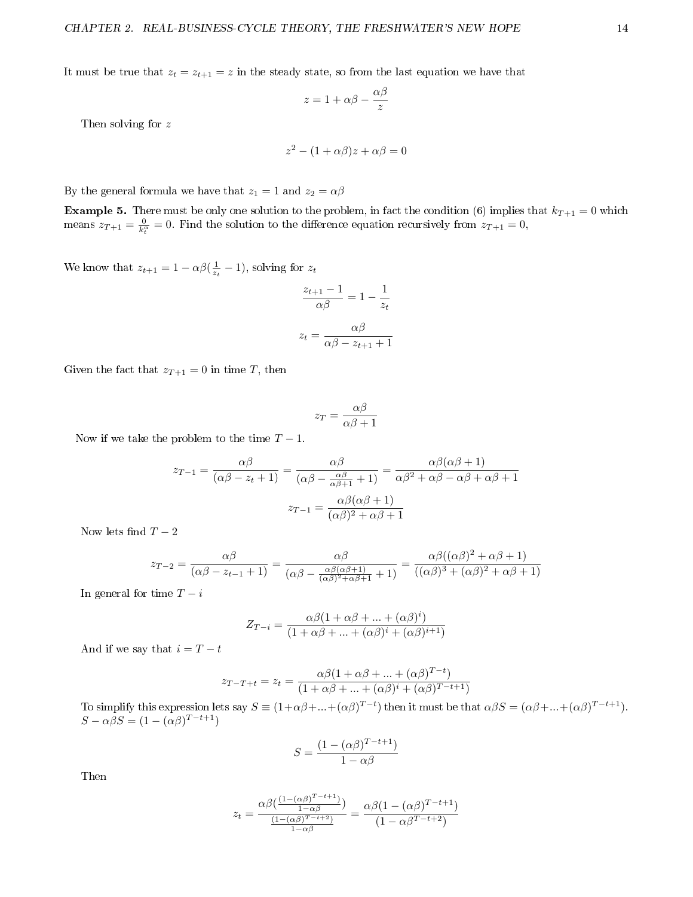It must be true that $z_t = z_{t+1} = z$ in the steady state, so from the last equation we have that

$$z = 1 + \alpha\beta - \frac{\alpha\beta}{z}$$

Then solving for $z$

$$z^2 - (1+\alpha\beta)z + \alpha\beta = 0$$

By the general formula we have that $z_1 = 1$ and $z_2 = \alpha\beta$

**Example 5.** There must be only one solution to the problem, in fact the condition (6) implies that $k_{T+1} = 0$ which means $z_{T+1} = \frac{0}{k_t^\alpha} = 0$. Find the solution to the difference equation recursively from $z_{T+1} = 0$,

We know that $z_{t+1} = 1 - \alpha\beta(\frac{1}{z_t} - 1)$, solving for $z_t$

$$\frac{z_{t+1} - 1}{\alpha\beta} = 1 - \frac{1}{z_t}$$

$$z_t = \frac{\alpha\beta}{\alpha\beta - z_{t+1} + 1}$$

Given the fact that $z_{T+1} = 0$ in time $T$, then

$$z_T = \frac{\alpha\beta}{\alpha\beta + 1}$$

Now if we take the problem to the time $T-1$.

$$z_{T-1} = \frac{\alpha\beta}{(\alpha\beta - z_t + 1)} = \frac{\alpha\beta}{(\alpha\beta - \frac{\alpha\beta}{\alpha\beta+1} + 1)} = \frac{\alpha\beta(\alpha\beta+1)}{\alpha\beta^2 + \alpha\beta - \alpha\beta + \alpha\beta + 1}$$

$$z_{T-1} = \frac{\alpha\beta(\alpha\beta+1)}{(\alpha\beta)^2 + \alpha\beta + 1}$$

Now lets find $T-2$

$$z_{T-2} = \frac{\alpha\beta}{(\alpha\beta - z_{t-1} + 1)} = \frac{\alpha\beta}{(\alpha\beta - \frac{\alpha\beta(\alpha\beta+1)}{(\alpha\beta)^2+\alpha\beta+1} + 1)} = \frac{\alpha\beta((\alpha\beta)^2 + \alpha\beta + 1)}{((\alpha\beta)^3 + (\alpha\beta)^2 + \alpha\beta + 1)}$$

In general for time $T-i$

$$Z_{T-i} = \frac{\alpha\beta(1 + \alpha\beta + ... + (\alpha\beta)^i)}{(1 + \alpha\beta + ... + (\alpha\beta)^i + (\alpha\beta)^{i+1})}$$

And if we say that $i = T - t$

$$z_{T-T+t} = z_t = \frac{\alpha\beta(1 + \alpha\beta + ... + (\alpha\beta)^{T-t})}{(1 + \alpha\beta + ... + (\alpha\beta)^i + (\alpha\beta)^{T-t+1})}$$

To simplify this expression lets say $S \equiv (1 + \alpha\beta + ... + (\alpha\beta)^{T-t})$ then it must be that $\alpha\beta S = (\alpha\beta + ... + (\alpha\beta)^{T-t+1})$. $S - \alpha\beta S = (1 - (\alpha\beta)^{T-t+1})$

$$S = \frac{(1 - (\alpha\beta)^{T-t+1})}{1 - \alpha\beta}$$

Then

$$z_t = \frac{\alpha\beta(\frac{(1-(\alpha\beta)^{T-t+1})}{1-\alpha\beta})}{\frac{(1-(\alpha\beta)^{T-t+2})}{1-\alpha\beta}} = \frac{\alpha\beta(1 - (\alpha\beta)^{T-t+1})}{(1 - \alpha\beta^{T-t+2})}$$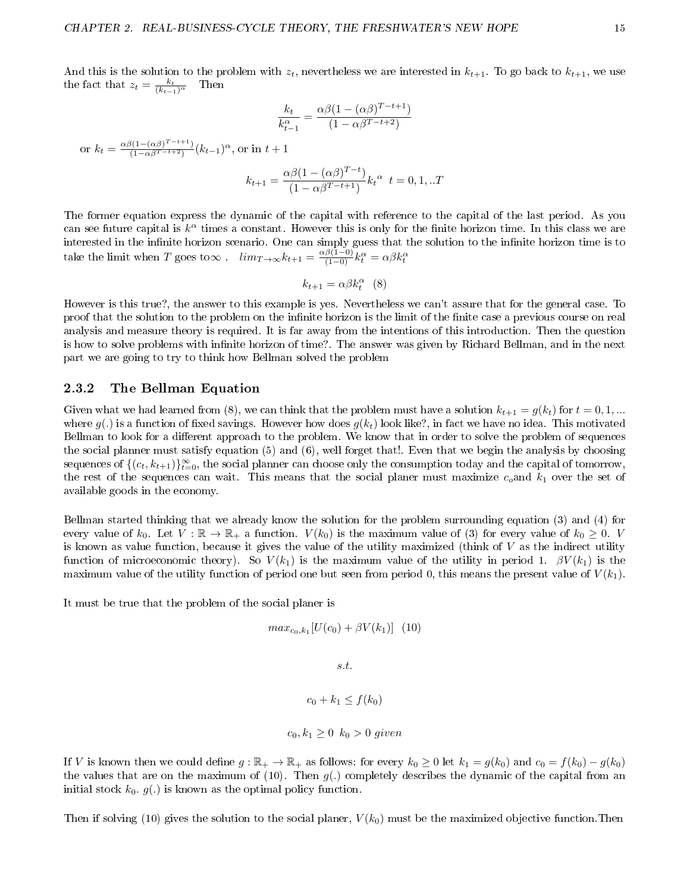And this is the solution to the problem with $z_t$, nevertheless we are interested in $k_{t+1}$. To go back to $k_{t+1}$, we use the fact that $z_t = \frac{k_t}{(k_{t-1})^\alpha}$ Then

$$\frac{k_t}{k_{t-1}^\alpha} = \frac{\alpha\beta(1-(\alpha\beta)^{T-t+1})}{(1-\alpha\beta^{T-t+2})}$$

or $k_t = \frac{\alpha\beta(1-(\alpha\beta)^{T-t+1})}{(1-\alpha\beta^{T-t+2})}(k_{t-1})^\alpha$, or in $t+1$

$$k_{t+1} = \frac{\alpha\beta(1-(\alpha\beta)^{T-t})}{(1-\alpha\beta^{T-t+1})}{k_t}^\alpha \quad t = 0,1,..T$$

The former equation express the dynamic of the capital with reference to the capital of the last period. As you can see future capital is $k^\alpha$ times a constant. However this is only for the finite horizon time. In this class we are interested in the infinite horizon scenario. One can simply guess that the solution to the infinite horizon time is to take the limit when $T$ goes to$\infty$ . $lim_{T\to\infty}k_{t+1} = \frac{\alpha\beta(1-0)}{(1-0)}k_t^\alpha = \alpha\beta k_t^\alpha$

$$k_{t+1} = \alpha\beta k_t^\alpha \quad (8)$$

However is this true?, the answer to this example is yes. Nevertheless we can't assure that for the general case. To proof that the solution to the problem on the infinite horizon is the limit of the finite case a previous course on real analysis and measure theory is required. It is far away from the intentions of this introduction. Then the question is how to solve problems with infinite horizon of time?. The answer was given by Richard Bellman, and in the next part we are going to try to think how Bellman solved the problem

### 2.3.2 The Bellman Equation

Given what we had learned from (8), we can think that the problem must have a solution $k_{t+1} = g(k_t)$ for $t = 0, 1, ...$ where $g(.)$ is a function of fixed savings. However how does $g(k_t)$ look like?, in fact we have no idea. This motivated Bellman to look for a different approach to the problem. We know that in order to solve the problem of sequences the social planner must satisfy equation (5) and (6), well forget that!. Even that we begin the analysis by choosing sequences of $\{(c_t, k_{t+1})\}_{t=0}^\infty$, the social planner can choose only the consumption today and the capital of tomorrow, the rest of the sequences can wait. This means that the social planer must maximize $c_o$and $k_1$ over the set of available goods in the economy.

Bellman started thinking that we already know the solution for the problem surrounding equation (3) and (4) for every value of $k_0$. Let $V : \mathbb{R} \to \mathbb{R}_+$ a function. $V(k_0)$ is the maximum value of (3) for every value of $k_0 \geq 0$. $V$ is known as value function, because it gives the value of the utility maximized (think of $V$ as the indirect utility function of microeconomic theory). So $V(k_1)$ is the maximum value of the utility in period 1. $\beta V(k_1)$ is the maximum value of the utility function of period one but seen from period 0, this means the present value of $V(k_1)$.

It must be true that the problem of the social planer is

$$max_{c_0,k_1}[U(c_0) + \beta V(k_1)] \quad (10)$$

$$s.t.$$

$$c_0 + k_1 \leq f(k_0)$$

$$c_0, k_1 \geq 0 \;\; k_0 > 0 \; given$$

If $V$ is known then we could define $g : \mathbb{R}_+ \to \mathbb{R}_+$ as follows: for every $k_0 \geq 0$ let $k_1 = g(k_0)$ and $c_0 = f(k_0) - g(k_0)$ the values that are on the maximum of (10). Then $g(.)$ completely describes the dynamic of the capital from an initial stock $k_0$. $g(.)$ is known as the optimal policy function.

Then if solving (10) gives the solution to the social planer, $V(k_0)$ must be the maximized objective function.Then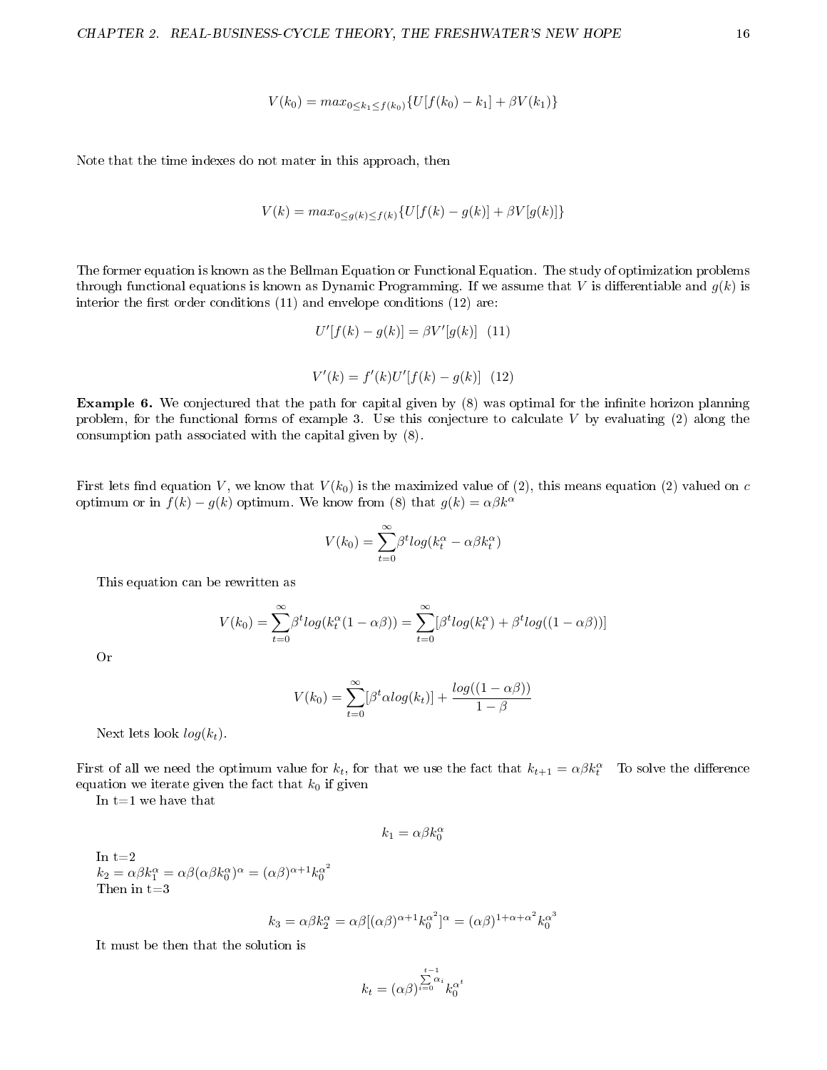$$V(k_0) = max_{0 \leq k_1 \leq f(k_0)} \{U[f(k_0) - k_1] + \beta V(k_1)\}$$

Note that the time indexes do not mater in this approach, then

$$V(k) = max_{0 \leq g(k) \leq f(k)} \{U[f(k) - g(k)] + \beta V[g(k)]\}$$

The former equation is known as the Bellman Equation or Functional Equation. The study of optimization problems through functional equations is known as Dynamic Programming. If we assume that $V$ is differentiable and $g(k)$ is interior the first order conditions (11) and envelope conditions (12) are:

$$U'[f(k) - g(k)] = \beta V'[g(k)] \quad (11)$$

$$V'(k) = f'(k) U'[f(k) - g(k)] \quad (12)$$

**Example 6.** We conjectured that the path for capital given by (8) was optimal for the infinite horizon planning problem, for the functional forms of example 3. Use this conjecture to calculate $V$ by evaluating (2) along the consumption path associated with the capital given by (8).

First lets find equation $V$, we know that $V(k_0)$ is the maximized value of (2), this means equation (2) valued on $c$ optimum or in $f(k) - g(k)$ optimum. We know from (8) that $g(k) = \alpha\beta k^{\alpha}$

$$V(k_0) = \sum_{t=0}^{\infty} \beta^t log(k_t^{\alpha} - \alpha\beta k_t^{\alpha})$$

This equation can be rewritten as

$$V(k_0) = \sum_{t=0}^{\infty} \beta^t log(k_t^{\alpha}(1 - \alpha\beta)) = \sum_{t=0}^{\infty} [\beta^t log(k_t^{\alpha}) + \beta^t log((1 - \alpha\beta))]$$

Or

$$V(k_0) = \sum_{t=0}^{\infty} [\beta^t \alpha log(k_t)] + \frac{log((1 - \alpha\beta))}{1 - \beta}$$

Next lets look $log(k_t)$.

First of all we need the optimum value for $k_t$, for that we use the fact that $k_{t+1} = \alpha\beta k_t^{\alpha}$ To solve the difference equation we iterate given the fact that $k_0$ if given

In t=1 we have that

$$k_1 = \alpha\beta k_0^{\alpha}$$

In t=2
$k_2 = \alpha\beta k_1^{\alpha} = \alpha\beta(\alpha\beta k_0^{\alpha})^{\alpha} = (\alpha\beta)^{\alpha+1} k_0^{\alpha^2}$
Then in t=3

$$k_3 = \alpha\beta k_2^{\alpha} = \alpha\beta[(\alpha\beta)^{\alpha+1} k_0^{\alpha^2}]^{\alpha} = (\alpha\beta)^{1+\alpha+\alpha^2} k_0^{\alpha^3}$$

It must be then that the solution is

$$k_t = (\alpha\beta)^{\sum_{i=0}^{t-1} \alpha_i} k_0^{\alpha^t}$$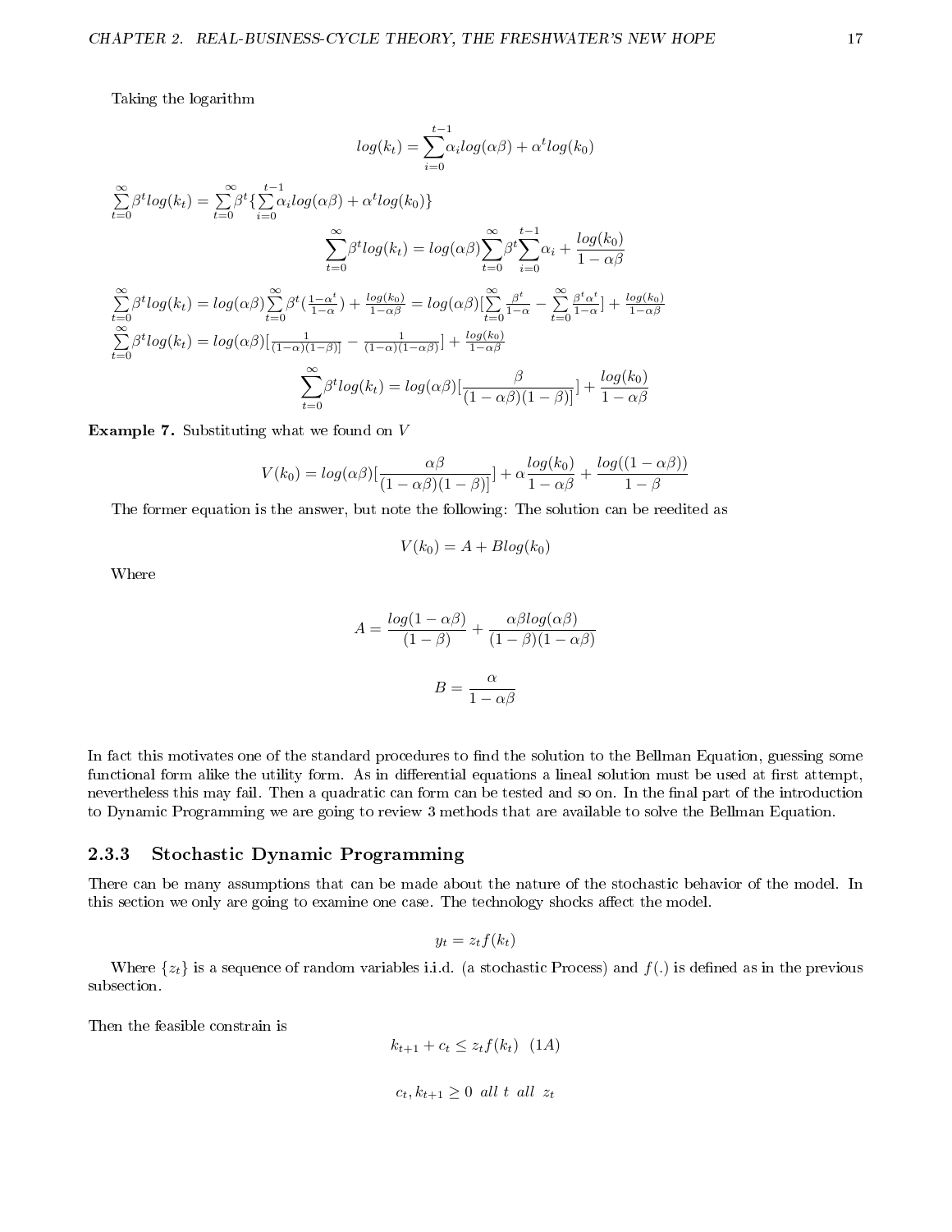Taking the logarithm

$$log(k_t) = \sum_{i=0}^{t-1} \alpha_i log(\alpha\beta) + \alpha^t log(k_0)$$

$$\sum_{t=0}^{\infty} \beta^t log(k_t) = \sum_{t=0}^{\infty} \beta^t \{ \sum_{i=0}^{t-1} \alpha_i log(\alpha\beta) + \alpha^t log(k_0) \}$$

$$\sum_{t=0}^{\infty} \beta^t log(k_t) = log(\alpha\beta) \sum_{t=0}^{\infty} \beta^t \sum_{i=0}^{t-1} \alpha_i + \frac{log(k_0)}{1-\alpha\beta}$$

$$\sum_{t=0}^{\infty} \beta^t log(k_t) = log(\alpha\beta) \sum_{t=0}^{\infty} \beta^t (\frac{1-\alpha^t}{1-\alpha}) + \frac{log(k_0)}{1-\alpha\beta} = log(\alpha\beta) [\sum_{t=0}^{\infty} \frac{\beta^t}{1-\alpha} - \sum_{t=0}^{\infty} \frac{\beta^t \alpha^t}{1-\alpha}] + \frac{log(k_0)}{1-\alpha\beta}$$

$$\sum_{t=0}^{\infty} \beta^t log(k_t) = log(\alpha\beta) [\frac{1}{(1-\alpha)(1-\beta)]} - \frac{1}{(1-\alpha)(1-\alpha\beta)}] + \frac{log(k_0)}{1-\alpha\beta}$$

$$\sum_{t=0}^{\infty} \beta^t log(k_t) = log(\alpha\beta) [\frac{\beta}{(1-\alpha\beta)(1-\beta)]}] + \frac{log(k_0)}{1-\alpha\beta}$$

**Example 7.** Substituting what we found on $V$

$$V(k_0) = log(\alpha\beta) [\frac{\alpha\beta}{(1-\alpha\beta)(1-\beta)]}] + \alpha \frac{log(k_0)}{1-\alpha\beta} + \frac{log((1-\alpha\beta))}{1-\beta}$$

The former equation is the answer, but note the following: The solution can be reedited as

$$V(k_0) = A + Blog(k_0)$$

Where

$$A = \frac{log(1-\alpha\beta)}{(1-\beta)} + \frac{\alpha\beta log(\alpha\beta)}{(1-\beta)(1-\alpha\beta)}$$

$$B = \frac{\alpha}{1-\alpha\beta}$$

In fact this motivates one of the standard procedures to find the solution to the Bellman Equation, guessing some functional form alike the utility form. As in differential equations a lineal solution must be used at first attempt, nevertheless this may fail. Then a quadratic can form can be tested and so on. In the final part of the introduction to Dynamic Programming we are going to review 3 methods that are available to solve the Bellman Equation.

### 2.3.3 Stochastic Dynamic Programming

There can be many assumptions that can be made about the nature of the stochastic behavior of the model. In this section we only are going to examine one case. The technology shocks affect the model.

$$y_t = z_t f(k_t)$$

Where $\{z_t\}$ is a sequence of random variables i.i.d. (a stochastic Process) and $f(.)$ is defined as in the previous subsection.

Then the feasible constrain is

$$k_{t+1} + c_t \leq z_t f(k_t) \quad (1A)$$

$$c_t, k_{t+1} \geq 0 \;\; all \;\; t \;\; all \;\; z_t$$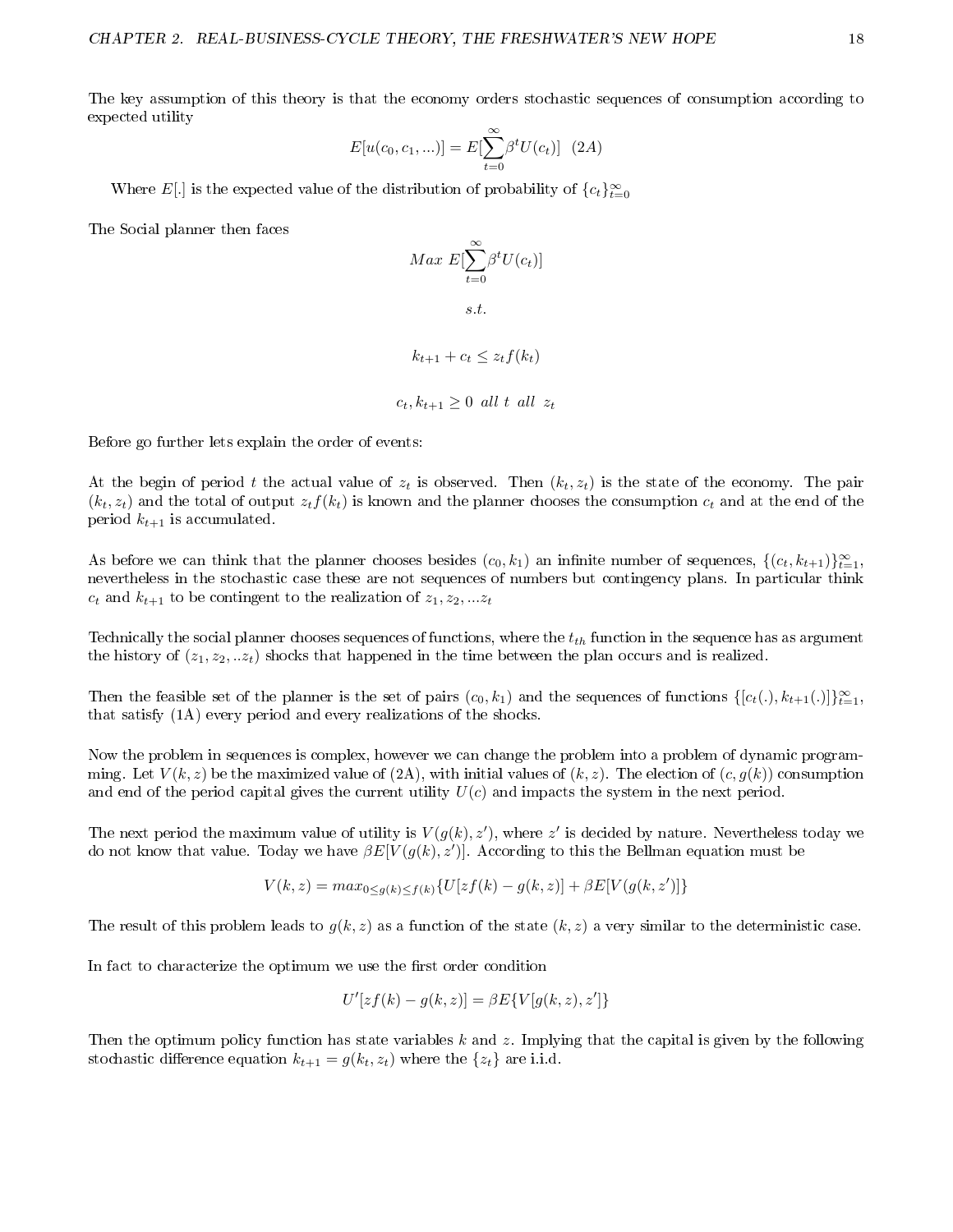The key assumption of this theory is that the economy orders stochastic sequences of consumption according to expected utility

$$E[u(c_0, c_1, ...)] = E[\sum_{t=0}^{\infty} \beta^t U(c_t)] \quad (2A)$$

Where $E[.]$ is the expected value of the distribution of probability of $\{c_t\}_{t=0}^{\infty}$

The Social planner then faces

$$Max \ E[\sum_{t=0}^{\infty} \beta^t U(c_t)]$$

$$s.t.$$

$$k_{t+1} + c_t \leq z_t f(k_t)$$

$$c_t, k_{t+1} \geq 0 \ \ all \ t \ \ all \ \ z_t$$

Before go further lets explain the order of events:

At the begin of period $t$ the actual value of $z_t$ is observed. Then $(k_t, z_t)$ is the state of the economy. The pair $(k_t, z_t)$ and the total of output $z_t f(k_t)$ is known and the planner chooses the consumption $c_t$ and at the end of the period $k_{t+1}$ is accumulated.

As before we can think that the planner chooses besides $(c_0, k_1)$ an infinite number of sequences, $\{(c_t, k_{t+1})\}_{t=1}^{\infty}$, nevertheless in the stochastic case these are not sequences of numbers but contingency plans. In particular think $c_t$ and $k_{t+1}$ to be contingent to the realization of $z_1, z_2, ...z_t$

Technically the social planner chooses sequences of functions, where the $t_{th}$ function in the sequence has as argument the history of $(z_1, z_2, ..z_t)$ shocks that happened in the time between the plan occurs and is realized.

Then the feasible set of the planner is the set of pairs $(c_0, k_1)$ and the sequences of functions $\{[c_t(.), k_{t+1}(.)]\}_{t=1}^{\infty}$, that satisfy (1A) every period and every realizations of the shocks.

Now the problem in sequences is complex, however we can change the problem into a problem of dynamic programming. Let $V(k, z)$ be the maximized value of (2A), with initial values of $(k, z)$. The election of $(c, g(k))$ consumption and end of the period capital gives the current utility $U(c)$ and impacts the system in the next period.

The next period the maximum value of utility is $V(g(k), z')$, where $z'$ is decided by nature. Nevertheless today we do not know that value. Today we have $\beta E[V(g(k), z')]$. According to this the Bellman equation must be

$$V(k, z) = max_{0 \leq g(k) \leq f(k)} \{U[zf(k) - g(k, z)] + \beta E[V(g(k, z')]\}$$

The result of this problem leads to $g(k, z)$ as a function of the state $(k, z)$ a very similar to the deterministic case.

In fact to characterize the optimum we use the first order condition

$$U'[zf(k) - g(k, z)] = \beta E\{V[g(k, z), z']\}$$

Then the optimum policy function has state variables $k$ and $z$. Implying that the capital is given by the following stochastic difference equation $k_{t+1} = g(k_t, z_t)$ where the $\{z_t\}$ are i.i.d.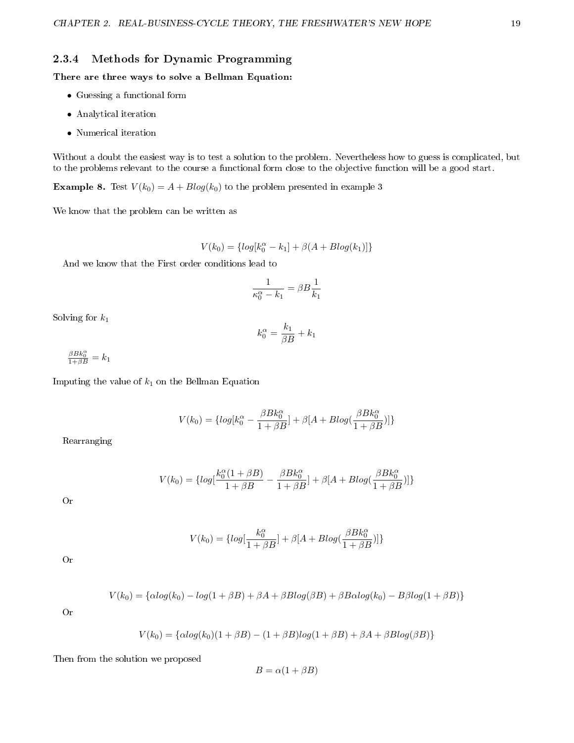### 2.3.4 Methods for Dynamic Programming

**There are three ways to solve a Bellman Equation:**

- Guessing a functional form
- Analytical iteration
- Numerical iteration

Without a doubt the easiest way is to test a solution to the problem. Nevertheless how to guess is complicated, but to the problems relevant to the course a functional form close to the objective function will be a good start.

**Example 8.** Test $V(k_0) = A + Blog(k_0)$ to the problem presented in example 3

We know that the problem can be written as

$$V(k_0) = \{log[k_0^\alpha - k_1] + \beta(A + Blog(k_1))\}$$

And we know that the First order conditions lead to

$$\frac{1}{\kappa_0^\alpha - k_1} = \beta B \frac{1}{k_1}$$

Solving for $k_1$

$$k_0^\alpha = \frac{k_1}{\beta B} + k_1$$

$\frac{\beta B k_0^\alpha}{1+\beta B} = k_1$

Imputing the value of $k_1$ on the Bellman Equation

$$V(k_0) = \{log[k_0^\alpha - \frac{\beta B k_0^\alpha}{1+\beta B}] + \beta[A + Blog(\frac{\beta B k_0^\alpha}{1+\beta B})]\}$$

Rearranging

$$V(k_0) = \{log[\frac{k_0^\alpha(1+\beta B)}{1+\beta B} - \frac{\beta B k_0^\alpha}{1+\beta B}] + \beta[A + Blog(\frac{\beta B k_0^\alpha}{1+\beta B})]\}$$

Or

$$V(k_0) = \{log[\frac{k_0^\alpha}{1+\beta B}] + \beta[A + Blog(\frac{\beta B k_0^\alpha}{1+\beta B})]\}$$

Or

$$V(k_0) = \{\alpha log(k_0) - log(1+\beta B) + \beta A + \beta Blog(\beta B) + \beta B\alpha log(k_0) - B\beta log(1+\beta B)\}$$

Or

$$V(k_0) = \{\alpha log(k_0)(1+\beta B) - (1+\beta B)log(1+\beta B) + \beta A + \beta Blog(\beta B)\}$$

Then from the solution we proposed

$$B = \alpha(1+\beta B)$$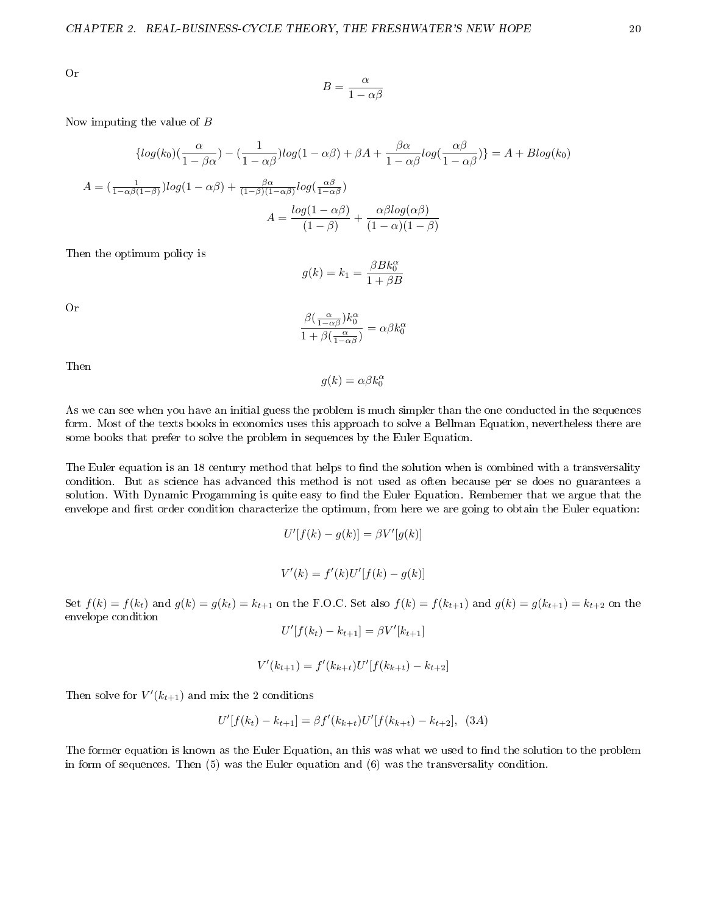Or

$$B = \frac{\alpha}{1-\alpha\beta}$$

Now imputing the value of $B$

$$\{log(k_0)(\frac{\alpha}{1-\beta\alpha}) - (\frac{1}{1-\alpha\beta})log(1-\alpha\beta) + \beta A + \frac{\beta\alpha}{1-\alpha\beta}log(\frac{\alpha\beta}{1-\alpha\beta})\} = A + Blog(k_0)$$

$A = (\frac{1}{1-\alpha\beta(1-\beta)})log(1-\alpha\beta) + \frac{\beta\alpha}{(1-\beta)(1-\alpha\beta)}log(\frac{\alpha\beta}{1-\alpha\beta})$

$$A = \frac{log(1-\alpha\beta)}{(1-\beta)} + \frac{\alpha\beta log(\alpha\beta)}{(1-\alpha)(1-\beta)}$$

Then the optimum policy is

$$g(k) = k_1 = \frac{\beta B k_0^{\alpha}}{1+\beta B}$$

Or

$$\frac{\beta(\frac{\alpha}{1-\alpha\beta})k_0^{\alpha}}{1+\beta(\frac{\alpha}{1-\alpha\beta})} = \alpha\beta k_0^{\alpha}$$

Then

$$g(k) = \alpha\beta k_0^{\alpha}$$

As we can see when you have an initial guess the problem is much simpler than the one conducted in the sequences form. Most of the texts books in economics uses this approach to solve a Bellman Equation, nevertheless there are some books that prefer to solve the problem in sequences by the Euler Equation.

The Euler equation is an 18 century method that helps to find the solution when is combined with a transversality condition. But as science has advanced this method is not used as often because per se does no guarantees a solution. With Dynamic Progamming is quite easy to find the Euler Equation. Rembemer that we argue that the envelope and first order condition characterize the optimum, from here we are going to obtain the Euler equation:

$$U'[f(k) - g(k)] = \beta V'[g(k)]$$

$$V'(k) = f'(k)U'[f(k) - g(k)]$$

Set $f(k) = f(k_t)$ and $g(k) = g(k_t) = k_{t+1}$ on the F.O.C. Set also $f(k) = f(k_{t+1})$ and $g(k) = g(k_{t+1}) = k_{t+2}$ on the envelope condition

$$U'[f(k_t) - k_{t+1}] = \beta V'[k_{t+1}]$$

$$V'(k_{t+1}) = f'(k_{k+t})U'[f(k_{k+t}) - k_{t+2}]$$

Then solve for $V'(k_{t+1})$ and mix the 2 conditions

$$U'[f(k_t) - k_{t+1}] = \beta f'(k_{k+t})U'[f(k_{k+t}) - k_{t+2}], \quad (3A)$$

The former equation is known as the Euler Equation, an this was what we used to find the solution to the problem in form of sequences. Then (5) was the Euler equation and (6) was the transversality condition.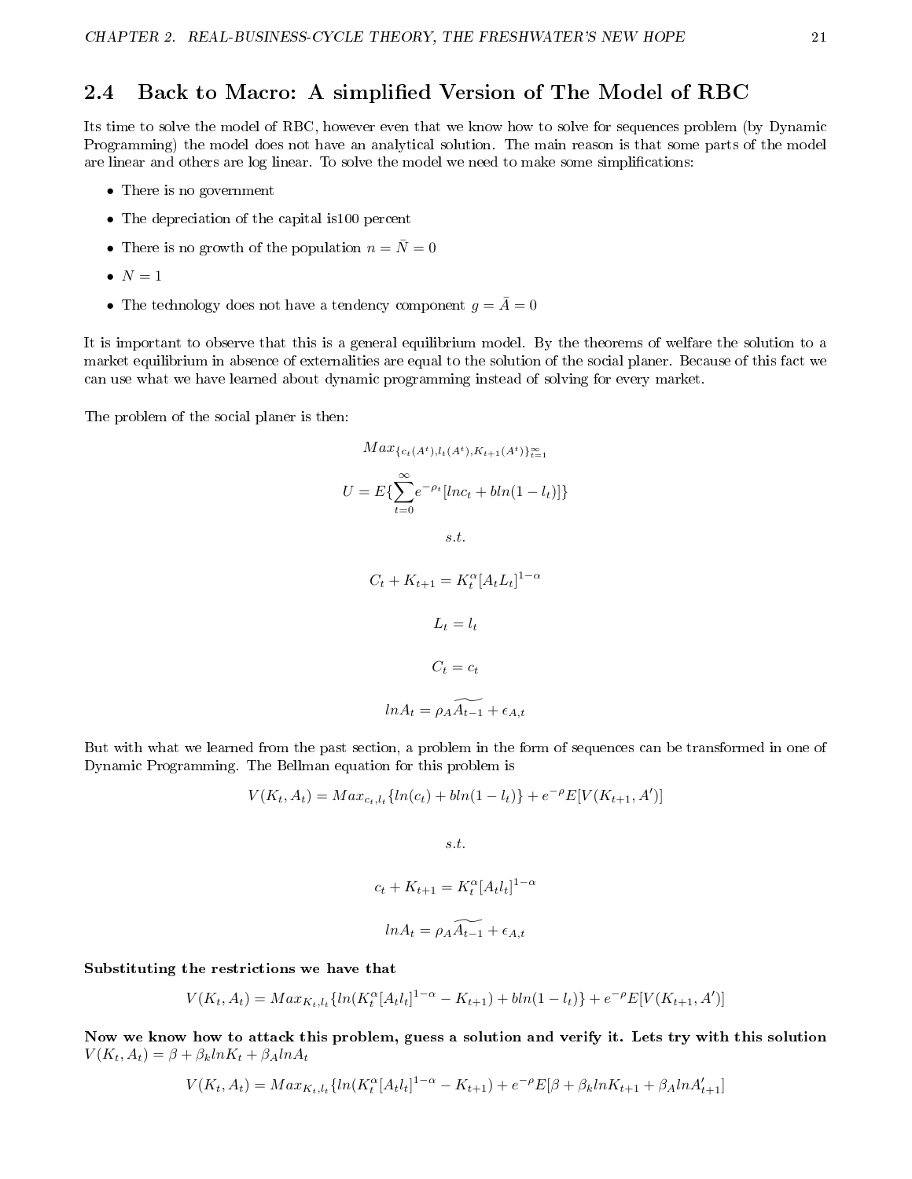## 2.4 Back to Macro: A simplified Version of The Model of RBC

Its time to solve the model of RBC, however even that we know how to solve for sequences problem (by Dynamic Programming) the model does not have an analytical solution. The main reason is that some parts of the model are linear and others are log linear. To solve the model we need to make some simplifications:

- There is no government
- The depreciation of the capital is100 percent
- There is no growth of the population $n = \bar{N} = 0$
- $N = 1$
- The technology does not have a tendency component $g = \bar{A} = 0$

It is important to observe that this is a general equilibrium model. By the theorems of welfare the solution to a market equilibrium in absence of externalities are equal to the solution of the social planer. Because of this fact we can use what we have learned about dynamic programming instead of solving for every market.

The problem of the social planer is then:

$$Max_{\{c_t(A^t),l_t(A^t),K_{t+1}(A^t)\}_{t=1}^{\infty}}$$

$$U = E\{\sum_{t=0}^{\infty} e^{-\rho_t}[lnc_t + bln(1-l_t)]\}$$

$$s.t.$$

$$C_t + K_{t+1} = K_t^{\alpha}[A_t L_t]^{1-\alpha}$$

$$L_t = l_t$$

$$C_t = c_t$$

$$lnA_t = \rho_A \widetilde{A_{t-1}} + \epsilon_{A,t}$$

But with what we learned from the past section, a problem in the form of sequences can be transformed in one of Dynamic Programming. The Bellman equation for this problem is

$$V(K_t, A_t) = Max_{c_t,l_t}\{ln(c_t) + bln(1-l_t)\} + e^{-\rho}E[V(K_{t+1}, A')]$$

$$s.t.$$

$$c_t + K_{t+1} = K_t^{\alpha}[A_t l_t]^{1-\alpha}$$

$$lnA_t = \rho_A \widetilde{A_{t-1}} + \epsilon_{A,t}$$

**Substituting the restrictions we have that**

$$V(K_t, A_t) = Max_{K_t,l_t}\{ln(K_t^{\alpha}[A_t l_t]^{1-\alpha} - K_{t+1}) + bln(1-l_t)\} + e^{-\rho}E[V(K_{t+1}, A')]$$

**Now we know how to attack this problem, guess a solution and verify it. Lets try with this solution** $V(K_t, A_t) = \beta + \beta_k lnK_t + \beta_A lnA_t$

$$V(K_t, A_t) = Max_{K_t,l_t}\{ln(K_t^{\alpha}[A_t l_t]^{1-\alpha} - K_{t+1}) + e^{-\rho}E[\beta + \beta_k lnK_{t+1} + \beta_A lnA'_{t+1}]$$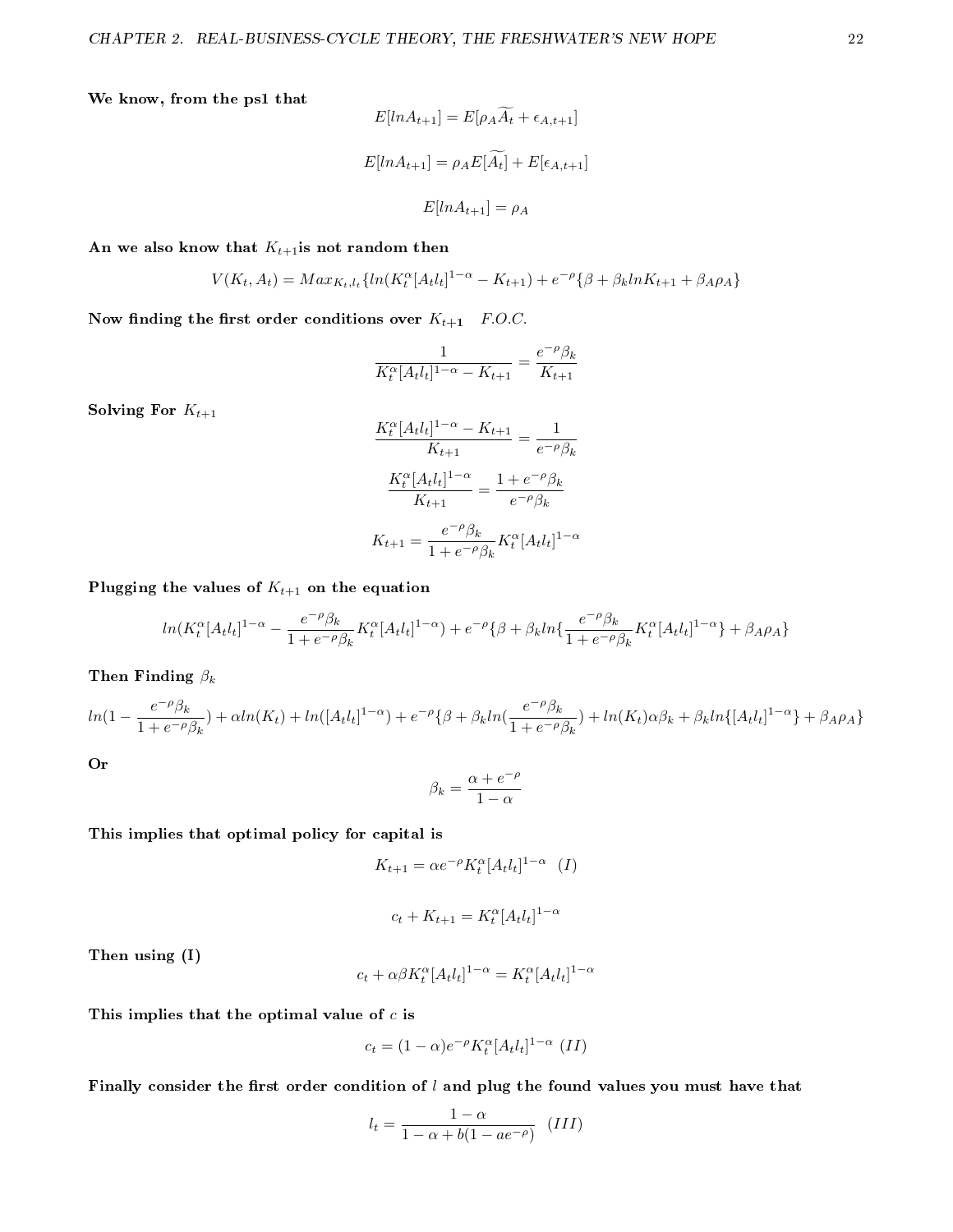**We know, from the ps1 that**

$$E[lnA_{t+1}] = E[\rho_A \widetilde{A_t} + \epsilon_{A,t+1}]$$

$$E[lnA_{t+1}] = \rho_A E[\widetilde{A_t}] + E[\epsilon_{A,t+1}]$$

$$E[lnA_{t+1}] = \rho_A$$

**An we also know that $K_{t+1}$is not random then**

$$V(K_t, A_t) = Max_{K_t,l_t}\{ln(K_t^{\alpha}[A_t l_t]^{1-\alpha} - K_{t+1}) + e^{-\rho}\{\beta + \beta_k ln K_{t+1} + \beta_A \rho_A\}$$

**Now finding the first order conditions over $K_{t+1}$** $\quad$ *F.O.C.*

$$\frac{1}{K_t^{\alpha}[A_t l_t]^{1-\alpha} - K_{t+1}} = \frac{e^{-\rho}\beta_k}{K_{t+1}}$$

**Solving For $K_{t+1}$**

$$\frac{K_t^{\alpha}[A_t l_t]^{1-\alpha} - K_{t+1}}{K_{t+1}} = \frac{1}{e^{-\rho}\beta_k}$$

$$\frac{K_t^{\alpha}[A_t l_t]^{1-\alpha}}{K_{t+1}} = \frac{1 + e^{-\rho}\beta_k}{e^{-\rho}\beta_k}$$

$$K_{t+1} = \frac{e^{-\rho}\beta_k}{1 + e^{-\rho}\beta_k} K_t^{\alpha}[A_t l_t]^{1-\alpha}$$

**Plugging the values of $K_{t+1}$ on the equation**

$$ln(K_t^{\alpha}[A_t l_t]^{1-\alpha} - \frac{e^{-\rho}\beta_k}{1 + e^{-\rho}\beta_k} K_t^{\alpha}[A_t l_t]^{1-\alpha}) + e^{-\rho}\{\beta + \beta_k ln\{\frac{e^{-\rho}\beta_k}{1 + e^{-\rho}\beta_k} K_t^{\alpha}[A_t l_t]^{1-\alpha}\} + \beta_A \rho_A\}$$

**Then Finding $\beta_k$**

$$ln(1 - \frac{e^{-\rho}\beta_k}{1 + e^{-\rho}\beta_k}) + \alpha ln(K_t) + ln([A_t l_t]^{1-\alpha}) + e^{-\rho}\{\beta + \beta_k ln(\frac{e^{-\rho}\beta_k}{1 + e^{-\rho}\beta_k}) + ln(K_t)\alpha\beta_k + \beta_k ln\{[A_t l_t]^{1-\alpha}\} + \beta_A \rho_A\}$$

**Or**

$$\beta_k = \frac{\alpha + e^{-\rho}}{1 - \alpha}$$

**This implies that optimal policy for capital is**

$$K_{t+1} = \alpha e^{-\rho} K_t^{\alpha}[A_t l_t]^{1-\alpha} \quad (I)$$

$$c_t + K_{t+1} = K_t^{\alpha}[A_t l_t]^{1-\alpha}$$

**Then using (I)**

$$c_t + \alpha\beta K_t^{\alpha}[A_t l_t]^{1-\alpha} = K_t^{\alpha}[A_t l_t]^{1-\alpha}$$

**This implies that the optimal value of $c$ is**

$$c_t = (1 - \alpha)e^{-\rho} K_t^{\alpha}[A_t l_t]^{1-\alpha} \ (II)$$

**Finally consider the first order condition of $l$ and plug the found values you must have that**

$$l_t = \frac{1 - \alpha}{1 - \alpha + b(1 - ae^{-\rho})} \quad (III)$$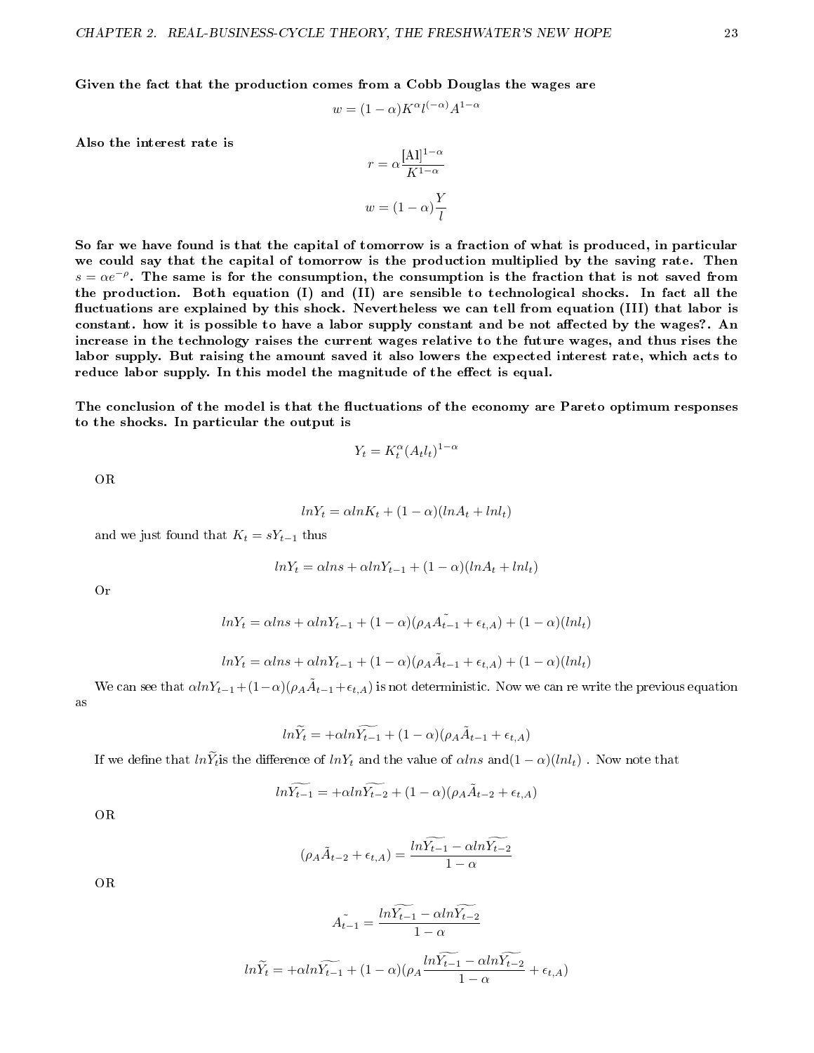**Given the fact that the production comes from a Cobb Douglas the wages are**

$$w = (1-\alpha)K^{\alpha}l^{(-\alpha)}A^{1-\alpha}$$

**Also the interest rate is**

$$r = \alpha\frac{[\text{Al}]^{1-\alpha}}{K^{1-\alpha}}$$

$$w = (1-\alpha)\frac{Y}{l}$$

**So far we have found is that the capital of tomorrow is a fraction of what is produced, in particular we could say that the capital of tomorrow is the production multiplied by the saving rate. Then $s = \alpha e^{-\rho}$. The same is for the consumption, the consumption is the fraction that is not saved from the production. Both equation (I) and (II) are sensible to technological shocks. In fact all the fluctuations are explained by this shock. Nevertheless we can tell from equation (III) that labor is constant. how it is possible to have a labor supply constant and be not affected by the wages?. An increase in the technology raises the current wages relative to the future wages, and thus rises the labor supply. But raising the amount saved it also lowers the expected interest rate, which acts to reduce labor supply. In this model the magnitude of the effect is equal.**

**The conclusion of the model is that the fluctuations of the economy are Pareto optimum responses to the shocks. In particular the output is**

$$Y_t = K_t^{\alpha}(A_t l_t)^{1-\alpha}$$

OR

$$lnY_t = \alpha lnK_t + (1-\alpha)(lnA_t + lnl_t)$$

and we just found that $K_t = sY_{t-1}$ thus

$$lnY_t = \alpha lns + \alpha lnY_{t-1} + (1-\alpha)(lnA_t + lnl_t)$$

Or

$$lnY_t = \alpha lns + \alpha lnY_{t-1} + (1-\alpha)(\rho_A \tilde{A_{t-1}} + \epsilon_{t,A}) + (1-\alpha)(lnl_t)$$

$$lnY_t = \alpha lns + \alpha lnY_{t-1} + (1-\alpha)(\rho_A \tilde{A}_{t-1} + \epsilon_{t,A}) + (1-\alpha)(lnl_t)$$

We can see that $\alpha lnY_{t-1} + (1-\alpha)(\rho_A \tilde{A}_{t-1} + \epsilon_{t,A})$ is not deterministic. Now we can re write the previous equation as

$$ln\widetilde{Y_t} = +\alpha ln\widetilde{Y_{t-1}} + (1-\alpha)(\rho_A \tilde{A}_{t-1} + \epsilon_{t,A})$$

If we define that $ln\widetilde{Y_t}$is the difference of $lnY_t$ and the value of $\alpha lns$ and$(1-\alpha)(lnl_t)$ . Now note that

$$ln\widetilde{Y_{t-1}} = +\alpha ln\widetilde{Y_{t-2}} + (1-\alpha)(\rho_A \tilde{A}_{t-2} + \epsilon_{t,A})$$

OR

$$(\rho_A \tilde{A}_{t-2} + \epsilon_{t,A}) = \frac{ln\widetilde{Y_{t-1}} - \alpha ln\widetilde{Y_{t-2}}}{1-\alpha}$$

OR

$$\tilde{A_{t-1}} = \frac{ln\widetilde{Y_{t-1}} - \alpha ln\widetilde{Y_{t-2}}}{1-\alpha}$$

$$ln\widetilde{Y_t} = +\alpha ln\widetilde{Y_{t-1}} + (1-\alpha)(\rho_A \frac{ln\widetilde{Y_{t-1}} - \alpha ln\widetilde{Y_{t-2}}}{1-\alpha} + \epsilon_{t,A})$$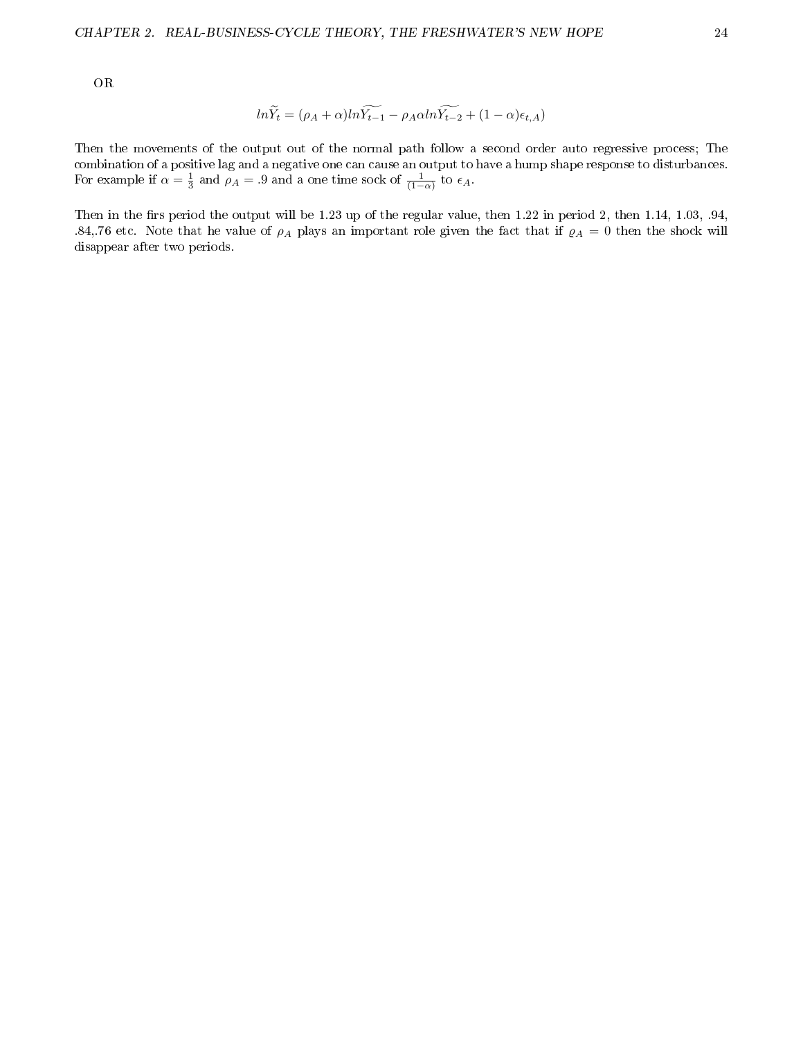OR

$$ln\widetilde{Y}_t = (\rho_A + \alpha)ln\widetilde{Y_{t-1}} - \rho_A \alpha ln\widetilde{Y_{t-2}} + (1-\alpha)\epsilon_{t,A})$$

Then the movements of the output out of the normal path follow a second order auto regressive process; The combination of a positive lag and a negative one can cause an output to have a hump shape response to disturbances. For example if $\alpha = \frac{1}{3}$ and $\rho_A = .9$ and a one time sock of $\frac{1}{(1-\alpha)}$ to $\epsilon_A$.

Then in the firs period the output will be 1.23 up of the regular value, then 1.22 in period 2, then 1.14, 1.03, .94, .84,.76 etc. Note that he value of $\rho_A$ plays an important role given the fact that if $\varrho_A = 0$ then the shock will disappear after two periods.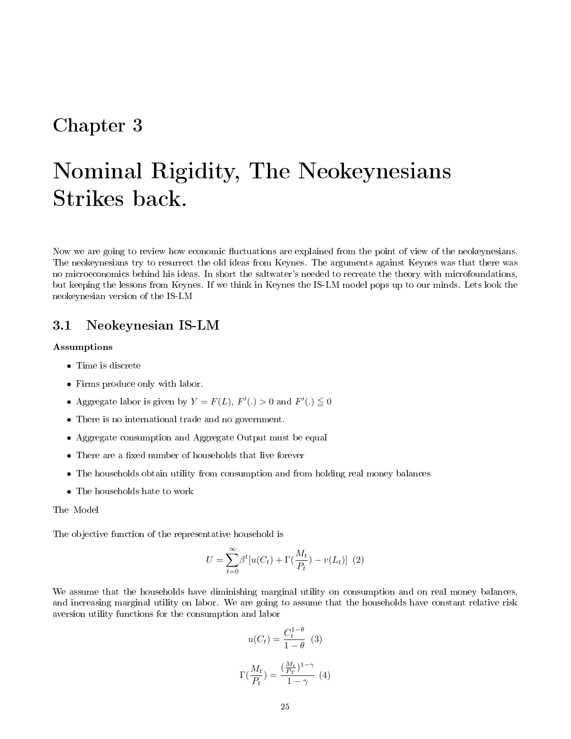# Chapter 3

# Nominal Rigidity, The Neokeynesians Strikes back.

Now we are going to review how economic fluctuations are explained from the point of view of the neokeynesians. The neokeynesians try to resurrect the old ideas from Keynes. The arguments against Keynes was that there was no microeconomics behind his ideas. In short the saltwater's needed to recreate the theory with microfoundations, but keeping the lessons from Keynes. If we think in Keynes the IS-LM model pops up to our minds. Lets look the neokeynesian version of the IS-LM

## 3.1 Neokeynesian IS-LM

**Assumptions**

- Time is discrete
- Firms produce only with labor.
- Aggregate labor is given by $Y = F(L)$, $F'(.) > 0$ and $F'(.) \leqq 0$
- There is no international trade and no government.
- Aggregate consumption and Aggregate Output must be equal
- There are a fixed number of households that live forever
- The households obtain utility from consumption and from holding real money balances
- The households hate to work

The Model

The objective function of the representative household is

$$U = \sum_{t=0}^{\infty} \beta^t [u(C_t) + \Gamma(\frac{M_t}{P_t}) - v(L_t)] \quad (2)$$

We assume that the households have diminishing marginal utility on consumption and on real money balances, and increasing marginal utility on labor. We are going to assume that the households have constant relative risk aversion utility functions for the consumption and labor

$$u(C_t) = \frac{C_t^{1-\theta}}{1-\theta} \quad (3)$$

$$\Gamma(\frac{M_t}{P_t}) = \frac{(\frac{M_t}{P_T})^{1-\gamma}}{1-\gamma} \quad (4)$$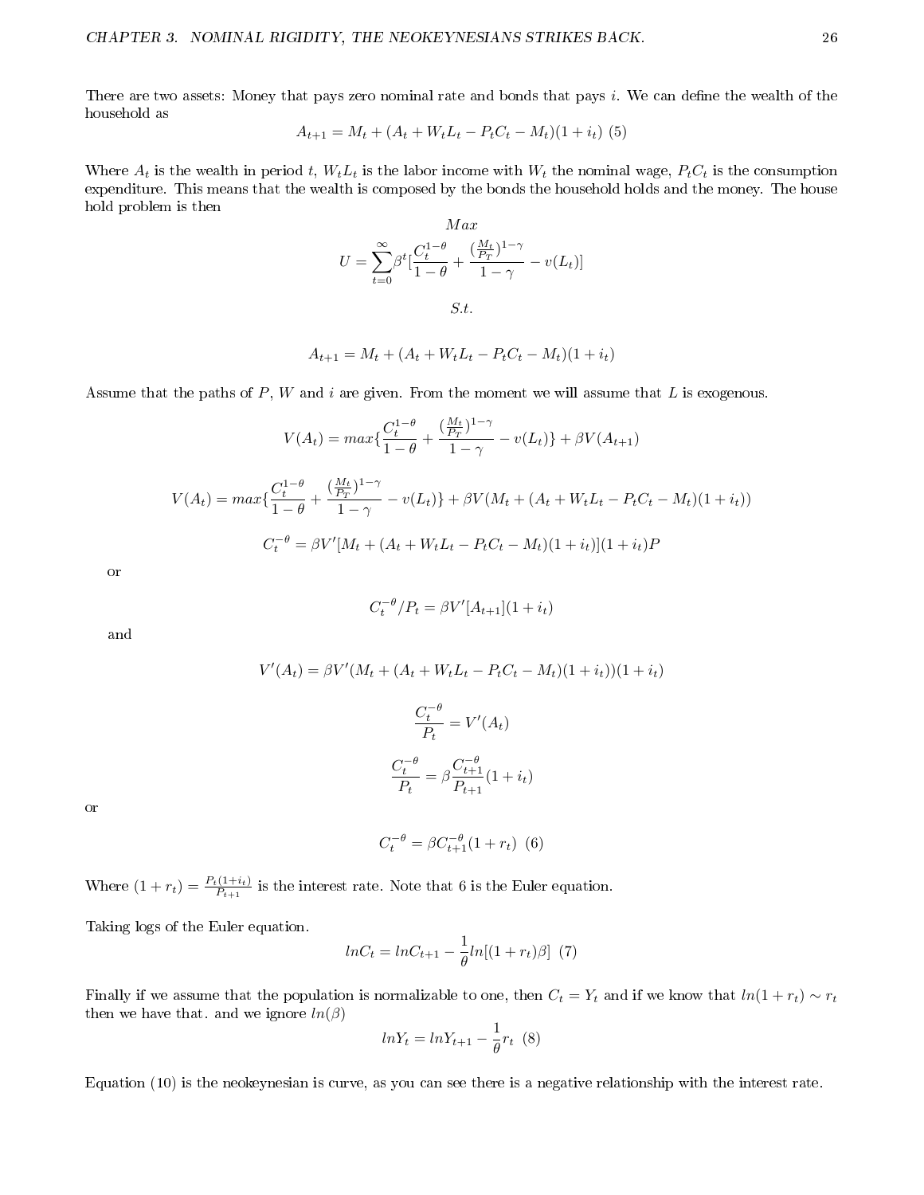There are two assets: Money that pays zero nominal rate and bonds that pays $i$. We can define the wealth of the household as

$$A_{t+1} = M_t + (A_t + W_t L_t - P_t C_t - M_t)(1 + i_t) \ (5)$$

Where $A_t$ is the wealth in period $t$, $W_t L_t$ is the labor income with $W_t$ the nominal wage, $P_t C_t$ is the consumption expenditure. This means that the wealth is composed by the bonds the household holds and the money. The house hold problem is then

$$Max$$

$$U = \sum_{t=0}^{\infty} \beta^t \left[\frac{C_t^{1-\theta}}{1-\theta} + \frac{(\frac{M_t}{P_T})^{1-\gamma}}{1-\gamma} - v(L_t)\right]$$

$$S.t.$$

$$A_{t+1} = M_t + (A_t + W_t L_t - P_t C_t - M_t)(1 + i_t)$$

Assume that the paths of $P$, $W$ and $i$ are given. From the moment we will assume that $L$ is exogenous.

$$V(A_t) = max\left\{\frac{C_t^{1-\theta}}{1-\theta} + \frac{(\frac{M_t}{P_T})^{1-\gamma}}{1-\gamma} - v(L_t)\right\} + \beta V(A_{t+1})$$

$$V(A_t) = max\left\{\frac{C_t^{1-\theta}}{1-\theta} + \frac{(\frac{M_t}{P_T})^{1-\gamma}}{1-\gamma} - v(L_t)\right\} + \beta V(M_t + (A_t + W_t L_t - P_t C_t - M_t)(1 + i_t))$$

$$C_t^{-\theta} = \beta V'[M_t + (A_t + W_t L_t - P_t C_t - M_t)(1 + i_t)](1 + i_t)P$$

or

$$C_t^{-\theta}/P_t = \beta V'[A_{t+1}](1 + i_t)$$

and

$$V'(A_t) = \beta V'(M_t + (A_t + W_t L_t - P_t C_t - M_t)(1 + i_t))(1 + i_t)$$

$$\frac{C_t^{-\theta}}{P_t} = V'(A_t)$$

$$\frac{C_t^{-\theta}}{P_t} = \beta \frac{C_{t+1}^{-\theta}}{P_{t+1}}(1 + i_t)$$

or

$$C_t^{-\theta} = \beta C_{t+1}^{-\theta}(1 + r_t) \ (6)$$

Where $(1 + r_t) = \frac{P_t(1+i_t)}{P_{t+1}}$ is the interest rate. Note that 6 is the Euler equation.

Taking logs of the Euler equation.

$$lnC_t = lnC_{t+1} - \frac{1}{\theta} ln[(1 + r_t)\beta] \ (7)$$

Finally if we assume that the population is normalizable to one, then $C_t = Y_t$ and if we know that $ln(1 + r_t) \sim r_t$ then we have that. and we ignore $ln(\beta)$

$$lnY_t = lnY_{t+1} - \frac{1}{\theta} r_t \ (8)$$

Equation (10) is the neokeynesian is curve, as you can see there is a negative relationship with the interest rate.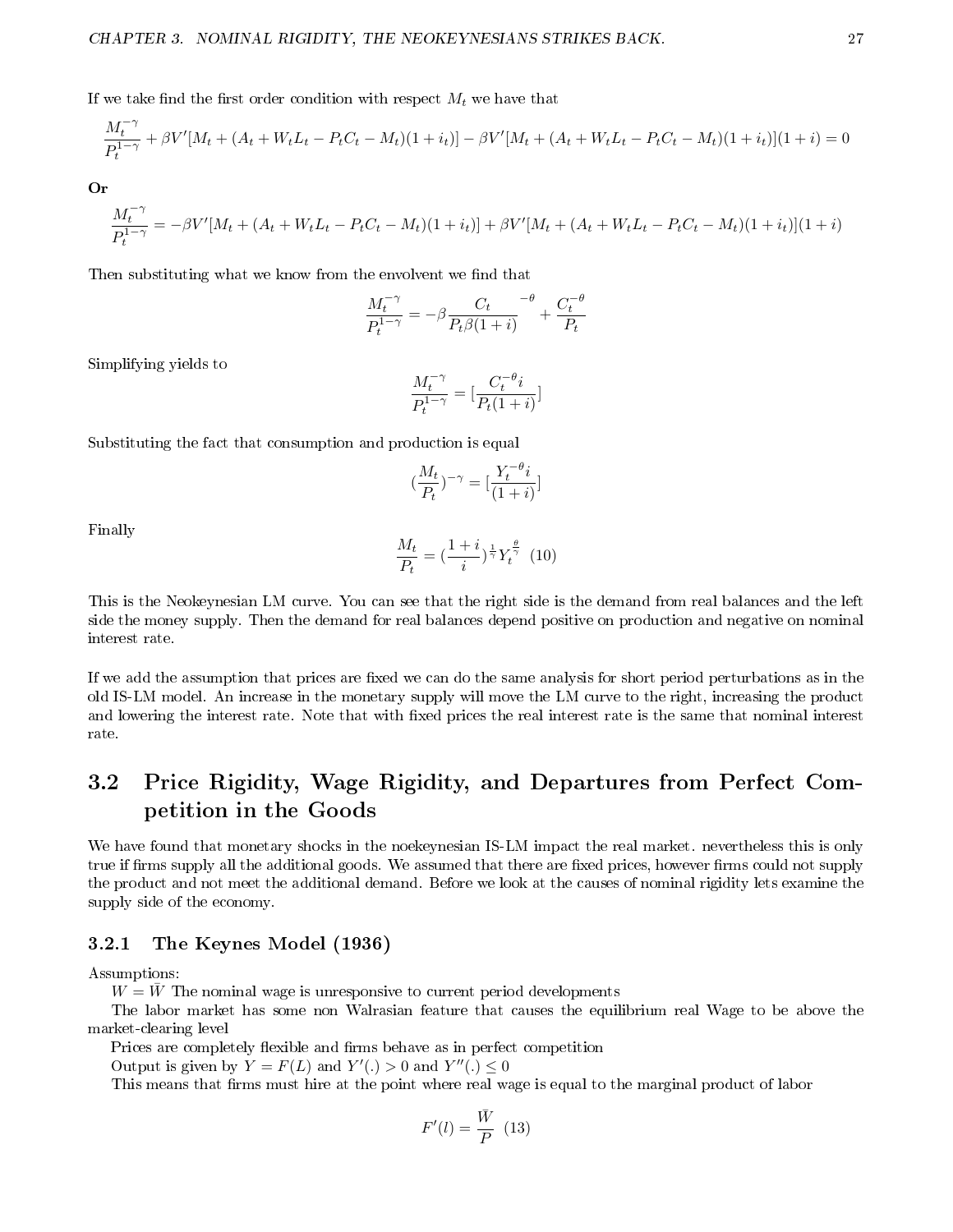If we take find the first order condition with respect $M_t$ we have that

$$\frac{M_t^{-\gamma}}{P_t^{1-\gamma}} + \beta V'[M_t + (A_t + W_t L_t - P_t C_t - M_t)(1+i_t)] - \beta V'[M_t + (A_t + W_t L_t - P_t C_t - M_t)(1+i_t)](1+i) = 0$$

**Or**

$$\frac{M_t^{-\gamma}}{P_t^{1-\gamma}} = -\beta V'[M_t + (A_t + W_t L_t - P_t C_t - M_t)(1+i_t)] + \beta V'[M_t + (A_t + W_t L_t - P_t C_t - M_t)(1+i_t)](1+i)$$

Then substituting what we know from the envolvent we find that

$$\frac{M_t^{-\gamma}}{P_t^{1-\gamma}} = -\beta \frac{C_t}{P_t \beta (1+i)}^{-\theta} + \frac{C_t^{-\theta}}{P_t}$$

Simplifying yields to

$$\frac{M_t^{-\gamma}}{P_t^{1-\gamma}} = [\frac{C_t^{-\theta} i}{P_t(1+i)}]$$

Substituting the fact that consumption and production is equal

$$(\frac{M_t}{P_t})^{-\gamma} = [\frac{Y_t^{-\theta} i}{(1+i)}]$$

Finally

$$\frac{M_t}{P_t} = (\frac{1+i}{i})^{\frac{1}{\gamma}} Y_t^{\frac{\theta}{\gamma}} \quad (10)$$

This is the Neokeynesian LM curve. You can see that the right side is the demand from real balances and the left side the money supply. Then the demand for real balances depend positive on production and negative on nominal interest rate.

If we add the assumption that prices are fixed we can do the same analysis for short period perturbations as in the old IS-LM model. An increase in the monetary supply will move the LM curve to the right, increasing the product and lowering the interest rate. Note that with fixed prices the real interest rate is the same that nominal interest rate.

## 3.2 Price Rigidity, Wage Rigidity, and Departures from Perfect Competition in the Goods

We have found that monetary shocks in the noekeynesian IS-LM impact the real market. nevertheless this is only true if firms supply all the additional goods. We assumed that there are fixed prices, however firms could not supply the product and not meet the additional demand. Before we look at the causes of nominal rigidity lets examine the supply side of the economy.

### 3.2.1 The Keynes Model (1936)

Assumptions:

$W = \bar{W}$ The nominal wage is unresponsive to current period developments

The labor market has some non Walrasian feature that causes the equilibrium real Wage to be above the market-clearing level

Prices are completely flexible and firms behave as in perfect competition

Output is given by $Y = F(L)$ and $Y'(.) > 0$ and $Y''(.) \leq 0$

This means that firms must hire at the point where real wage is equal to the marginal product of labor

$$F'(l) = \frac{\bar{W}}{P} \quad (13)$$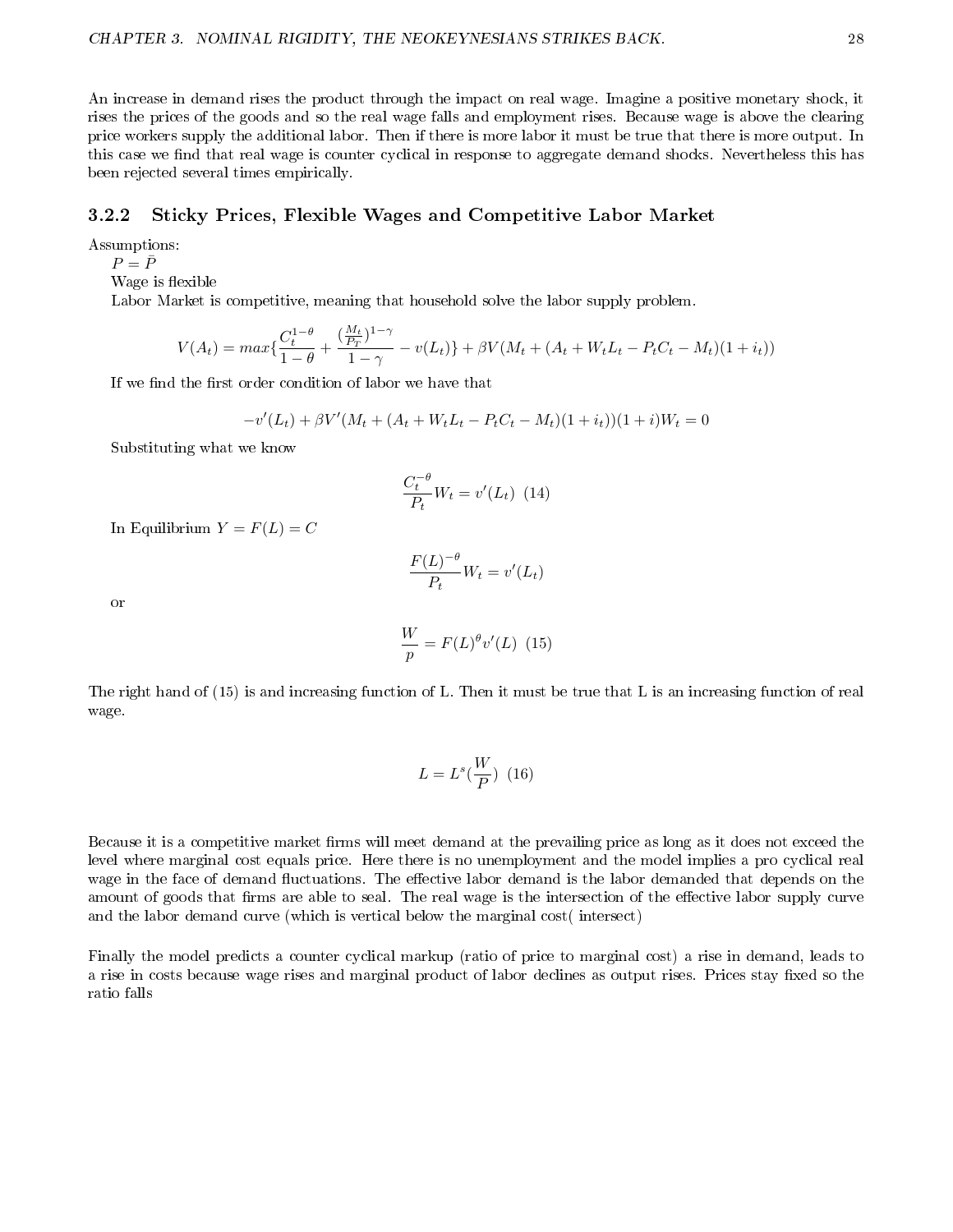An increase in demand rises the product through the impact on real wage. Imagine a positive monetary shock, it rises the prices of the goods and so the real wage falls and employment rises. Because wage is above the clearing price workers supply the additional labor. Then if there is more labor it must be true that there is more output. In this case we find that real wage is counter cyclical in response to aggregate demand shocks. Nevertheless this has been rejected several times empirically.

### 3.2.2 Sticky Prices, Flexible Wages and Competitive Labor Market

Assumptions:

$P = \bar{P}$

Wage is flexible

Labor Market is competitive, meaning that household solve the labor supply problem.

$$V(A_t) = max\{\frac{C_t^{1-\theta}}{1-\theta} + \frac{(\frac{M_t}{P_T})^{1-\gamma}}{1-\gamma} - v(L_t)\} + \beta V(M_t + (A_t + W_t L_t - P_t C_t - M_t)(1+i_t))$$

If we find the first order condition of labor we have that

$$-v'(L_t) + \beta V'(M_t + (A_t + W_t L_t - P_t C_t - M_t)(1+i_t))(1+i)W_t = 0$$

Substituting what we know

$$\frac{C_t^{-\theta}}{P_t} W_t = v'(L_t) \quad (14)$$

In Equilibrium $Y = F(L) = C$

$$\frac{F(L)^{-\theta}}{P_t} W_t = v'(L_t)$$

or

$$\frac{W}{p} = F(L)^{\theta} v'(L) \quad (15)$$

The right hand of (15) is and increasing function of L. Then it must be true that L is an increasing function of real wage.

$$L = L^s(\frac{W}{P}) \quad (16)$$

Because it is a competitive market firms will meet demand at the prevailing price as long as it does not exceed the level where marginal cost equals price. Here there is no unemployment and the model implies a pro cyclical real wage in the face of demand fluctuations. The effective labor demand is the labor demanded that depends on the amount of goods that firms are able to seal. The real wage is the intersection of the effective labor supply curve and the labor demand curve (which is vertical below the marginal cost( intersect)

Finally the model predicts a counter cyclical markup (ratio of price to marginal cost) a rise in demand, leads to a rise in costs because wage rises and marginal product of labor declines as output rises. Prices stay fixed so the ratio falls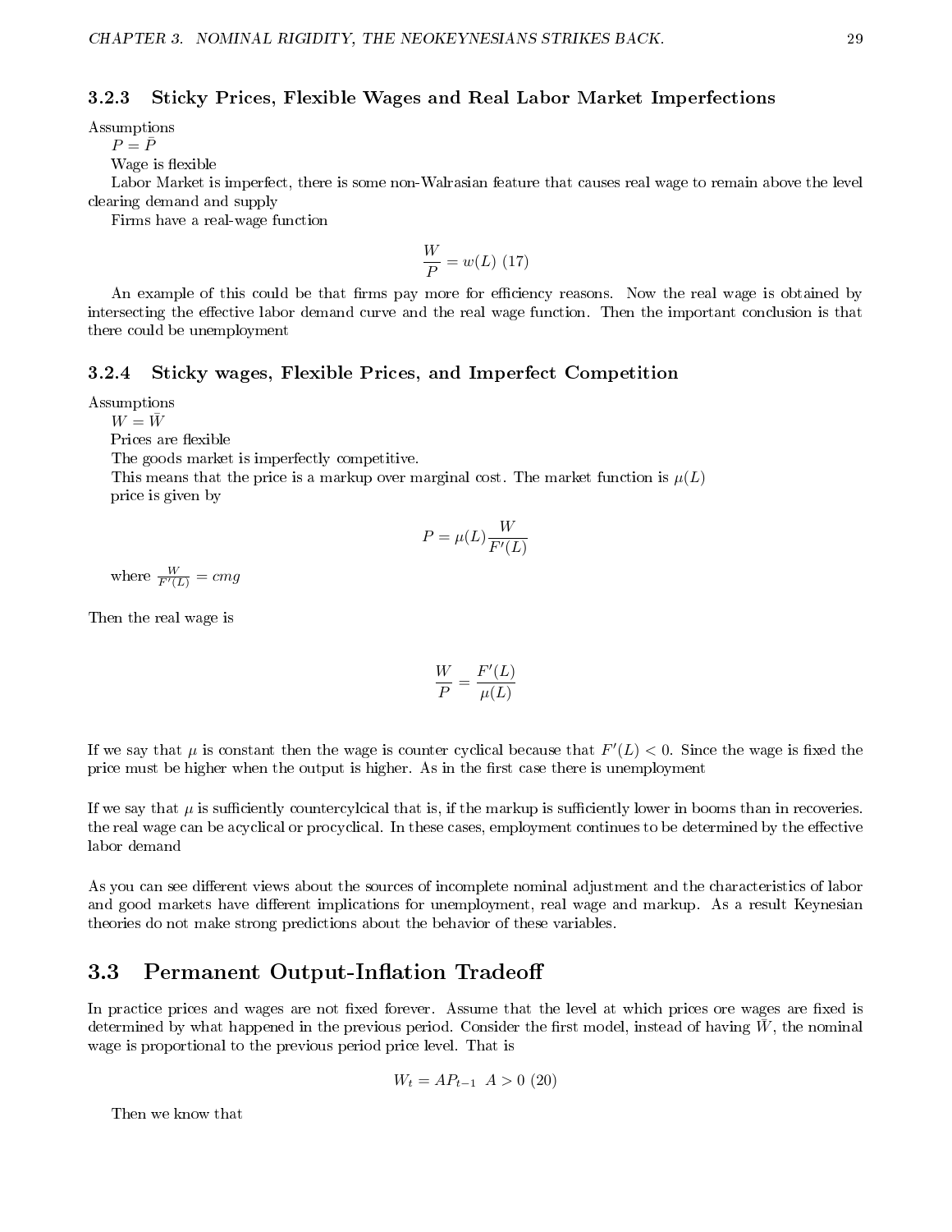### 3.2.3 Sticky Prices, Flexible Wages and Real Labor Market Imperfections

Assumptions

$P = \bar{P}$

Wage is flexible

Labor Market is imperfect, there is some non-Walrasian feature that causes real wage to remain above the level clearing demand and supply

Firms have a real-wage function

$$\frac{W}{P} = w(L) \ (17)$$

An example of this could be that firms pay more for efficiency reasons. Now the real wage is obtained by intersecting the effective labor demand curve and the real wage function. Then the important conclusion is that there could be unemployment

### 3.2.4 Sticky wages, Flexible Prices, and Imperfect Competition

Assumptions

$W = \bar{W}$

Prices are flexible

The goods market is imperfectly competitive.

This means that the price is a markup over marginal cost. The market function is $\mu(L)$

price is given by

$$P = \mu(L)\frac{W}{F'(L)}$$

where $\frac{W}{F'(L)} = cmg$

Then the real wage is

$$\frac{W}{P} = \frac{F'(L)}{\mu(L)}$$

If we say that $\mu$ is constant then the wage is counter cyclical because that $F'(L) < 0$. Since the wage is fixed the price must be higher when the output is higher. As in the first case there is unemployment

If we say that $\mu$ is sufficiently countercylcical that is, if the markup is sufficiently lower in booms than in recoveries. the real wage can be acyclical or procyclical. In these cases, employment continues to be determined by the effective labor demand

As you can see different views about the sources of incomplete nominal adjustment and the characteristics of labor and good markets have different implications for unemployment, real wage and markup. As a result Keynesian theories do not make strong predictions about the behavior of these variables.

## 3.3 Permanent Output-Inflation Tradeoff

In practice prices and wages are not fixed forever. Assume that the level at which prices ore wages are fixed is determined by what happened in the previous period. Consider the first model, instead of having $\bar{W}$, the nominal wage is proportional to the previous period price level. That is

$$W_t = AP_{t-1} \ \ A > 0 \ (20)$$

Then we know that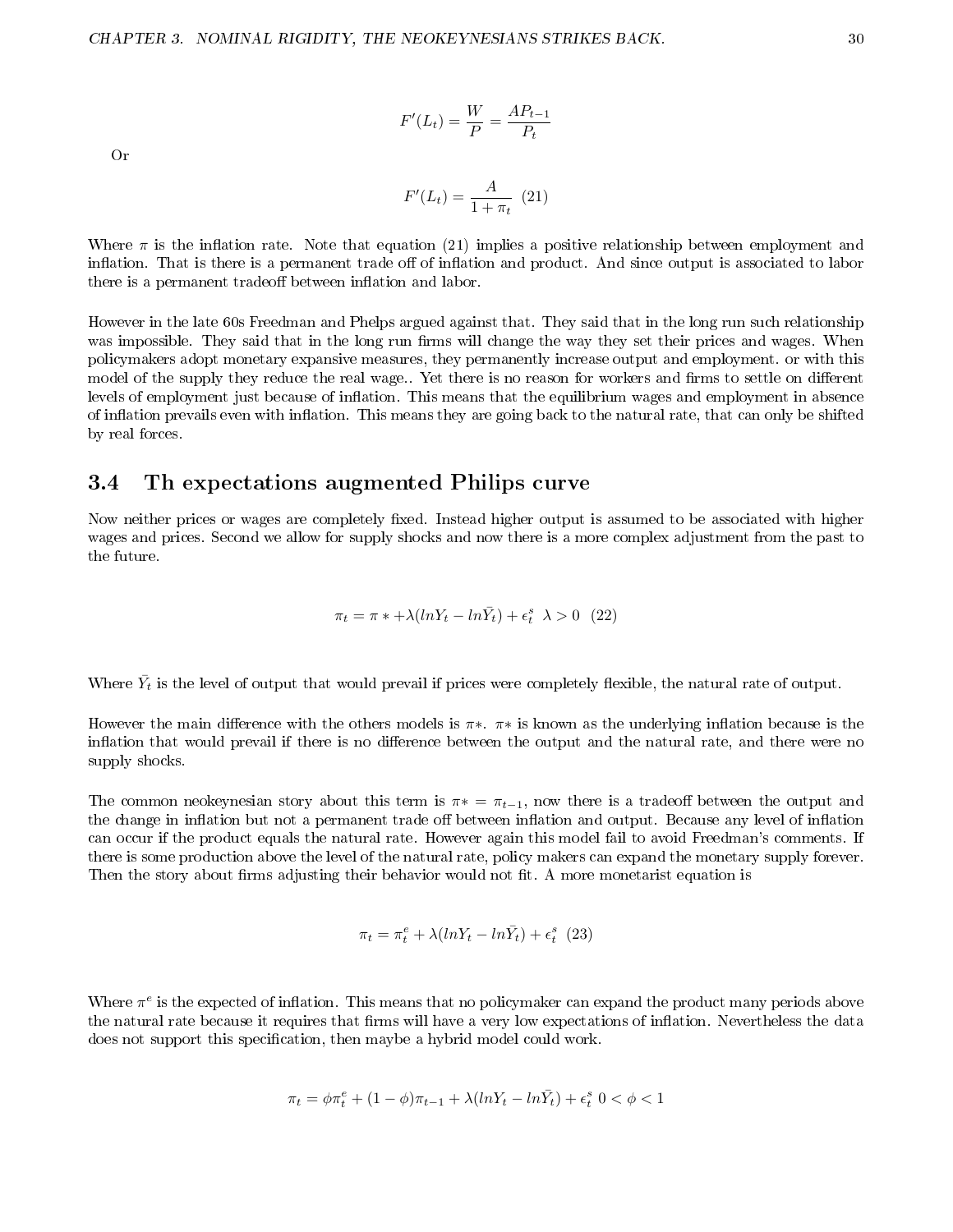$$F'(L_t) = \frac{W}{P} = \frac{AP_{t-1}}{P_t}$$

Or

$$F'(L_t) = \frac{A}{1+\pi_t} \quad (21)$$

Where $\pi$ is the inflation rate. Note that equation (21) implies a positive relationship between employment and inflation. That is there is a permanent trade off of inflation and product. And since output is associated to labor there is a permanent tradeoff between inflation and labor.

However in the late 60s Freedman and Phelps argued against that. They said that in the long run such relationship was impossible. They said that in the long run firms will change the way they set their prices and wages. When policymakers adopt monetary expansive measures, they permanently increase output and employment. or with this model of the supply they reduce the real wage.. Yet there is no reason for workers and firms to settle on different levels of employment just because of inflation. This means that the equilibrium wages and employment in absence of inflation prevails even with inflation. This means they are going back to the natural rate, that can only be shifted by real forces.

## 3.4 Th expectations augmented Philips curve

Now neither prices or wages are completely fixed. Instead higher output is assumed to be associated with higher wages and prices. Second we allow for supply shocks and now there is a more complex adjustment from the past to the future.

$$\pi_t = \pi * + \lambda(lnY_t - ln\bar{Y}_t) + \epsilon_t^s \;\; \lambda > 0 \quad (22)$$

Where $\bar{Y}_t$ is the level of output that would prevail if prices were completely flexible, the natural rate of output.

However the main difference with the others models is $\pi*$. $\pi*$ is known as the underlying inflation because is the inflation that would prevail if there is no difference between the output and the natural rate, and there were no supply shocks.

The common neokeynesian story about this term is $\pi* = \pi_{t-1}$, now there is a tradeoff between the output and the change in inflation but not a permanent trade off between inflation and output. Because any level of inflation can occur if the product equals the natural rate. However again this model fail to avoid Freedman's comments. If there is some production above the level of the natural rate, policy makers can expand the monetary supply forever. Then the story about firms adjusting their behavior would not fit. A more monetarist equation is

$$\pi_t = \pi_t^e + \lambda(lnY_t - ln\bar{Y}_t) + \epsilon_t^s \quad (23)$$

Where $\pi^e$ is the expected of inflation. This means that no policymaker can expand the product many periods above the natural rate because it requires that firms will have a very low expectations of inflation. Nevertheless the data does not support this specification, then maybe a hybrid model could work.

$$\pi_t = \phi\pi_t^e + (1-\phi)\pi_{t-1} + \lambda(lnY_t - ln\bar{Y}_t) + \epsilon_t^s \;\; 0 < \phi < 1$$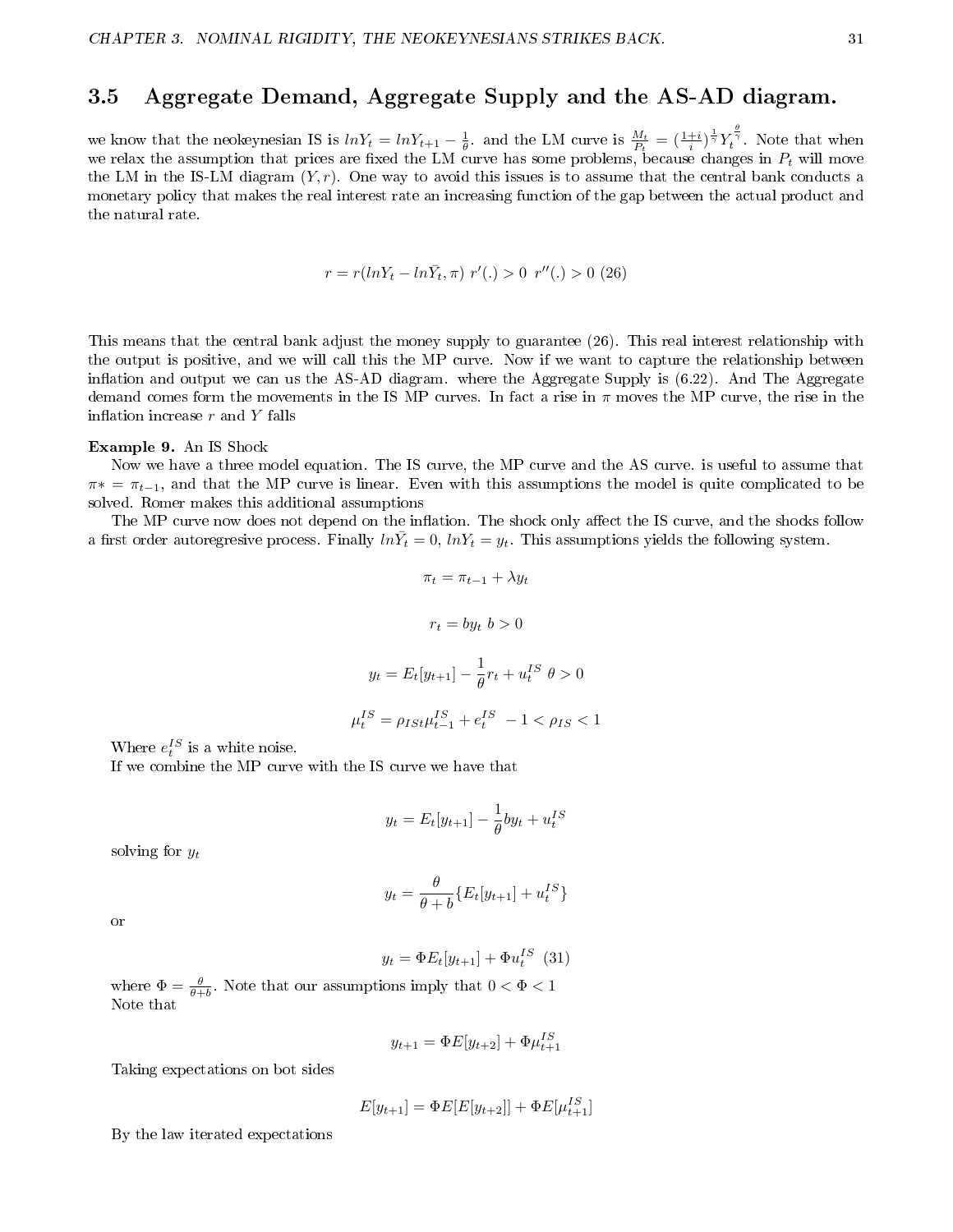## 3.5 Aggregate Demand, Aggregate Supply and the AS-AD diagram.

we know that the neokeynesian IS is $lnY_t = lnY_{t+1} - \frac{1}{\theta}$. and the LM curve is $\frac{M_t}{P_t} = (\frac{1+i}{i})^{\frac{1}{\gamma}} Y_t^{\frac{\theta}{\gamma}}$. Note that when we relax the assumption that prices are fixed the LM curve has some problems, because changes in $P_t$ will move the LM in the IS-LM diagram $(Y, r)$. One way to avoid this issues is to assume that the central bank conducts a monetary policy that makes the real interest rate an increasing function of the gap between the actual product and the natural rate.

$$r = r(lnY_t - ln\bar{Y}_t, \pi) \; r'(.) > 0 \; r''(.) > 0 \; (26)$$

This means that the central bank adjust the money supply to guarantee (26). This real interest relationship with the output is positive, and we will call this the MP curve. Now if we want to capture the relationship between inflation and output we can us the AS-AD diagram. where the Aggregate Supply is (6.22). And The Aggregate demand comes form the movements in the IS MP curves. In fact a rise in $\pi$ moves the MP curve, the rise in the inflation increase $r$ and $Y$ falls

**Example 9.** An IS Shock

Now we have a three model equation. The IS curve, the MP curve and the AS curve. is useful to assume that $\pi* = \pi_{t-1}$, and that the MP curve is linear. Even with this assumptions the model is quite complicated to be solved. Romer makes this additional assumptions

The MP curve now does not depend on the inflation. The shock only affect the IS curve, and the shocks follow a first order autoregresive process. Finally $ln\bar{Y}_t = 0$, $lnY_t = y_t$. This assumptions yields the following system.

$$\pi_t = \pi_{t-1} + \lambda y_t$$

$$r_t = by_t \; b > 0$$

$$y_t = E_t[y_{t+1}] - \frac{1}{\theta} r_t + u_t^{IS} \; \theta > 0$$

$$\mu_t^{IS} = \rho_{ISt} \mu_{t-1}^{IS} + e_t^{IS} \; -1 < \rho_{IS} < 1$$

Where $e_t^{IS}$ is a white noise.

If we combine the MP curve with the IS curve we have that

$$y_t = E_t[y_{t+1}] - \frac{1}{\theta} by_t + u_t^{IS}$$

solving for $y_t$

$$y_t = \frac{\theta}{\theta + b} \{E_t[y_{t+1}] + u_t^{IS}\}$$

or

$$y_t = \Phi E_t[y_{t+1}] + \Phi u_t^{IS} \; (31)$$

where $\Phi = \frac{\theta}{\theta + b}$. Note that our assumptions imply that $0 < \Phi < 1$

Note that

$$y_{t+1} = \Phi E[y_{t+2}] + \Phi \mu_{t+1}^{IS}$$

Taking expectations on bot sides

$$E[y_{t+1}] = \Phi E[E[y_{t+2}]] + \Phi E[\mu_{t+1}^{IS}]$$

By the law iterated expectations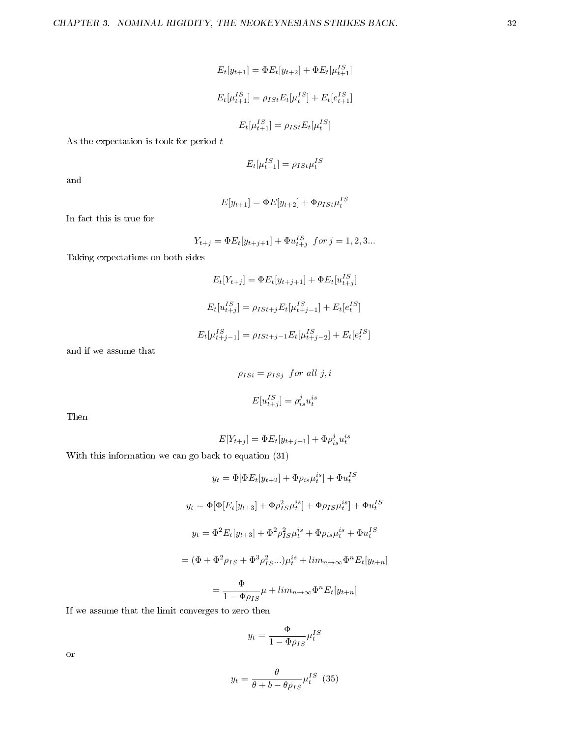$$E_t[y_{t+1}] = \Phi E_t[y_{t+2}] + \Phi E_t[\mu_{t+1}^{IS}]$$

$$E_t[\mu_{t+1}^{IS}] = \rho_{ISt} E_t[\mu_t^{IS}] + E_t[e_{t+1}^{IS}]$$

$$E_t[\mu_{t+1}^{IS}] = \rho_{ISt} E_t[\mu_t^{IS}]$$

As the expectation is took for period $t$

$$E_t[\mu_{t+1}^{IS}] = \rho_{ISt} \mu_t^{IS}$$

and

$$E[y_{t+1}] = \Phi E[y_{t+2}] + \Phi \rho_{ISt} \mu_t^{IS}$$

In fact this is true for

$$Y_{t+j} = \Phi E_t[y_{t+j+1}] + \Phi u_{t+j}^{IS} \quad for\ j = 1, 2, 3...$$

Taking expectations on both sides

$$E_t[Y_{t+j}] = \Phi E_t[y_{t+j+1}] + \Phi E_t[u_{t+j}^{IS}]$$

$$E_t[u_{t+j}^{IS}] = \rho_{ISt+j} E_t[\mu_{t+j-1}^{IS}] + E_t[e_t^{IS}]$$

$$E_t[\mu_{t+j-1}^{IS}] = \rho_{ISt+j-1} E_t[\mu_{t+j-2}^{IS}] + E_t[e_t^{IS}]$$

and if we assume that

$$\rho_{ISi} = \rho_{ISj} \quad for\ all\ j, i$$

$$E[u_{t+j}^{IS}] = \rho_{is}^j u_t^{is}$$

Then

$$E[Y_{t+j}] = \Phi E_t[y_{t+j+1}] + \Phi \rho_{is}^j u_t^{is}$$

With this information we can go back to equation (31)

$$y_t = \Phi[\Phi E_t[y_{t+2}] + \Phi \rho_{is} \mu_t^{is}] + \Phi u_t^{IS}$$

$$y_t = \Phi[\Phi[E_t[y_{t+3}] + \Phi \rho_{IS}^2 \mu_t^{is}] + \Phi \rho_{IS} \mu_t^{is}] + \Phi u_t^{IS}$$

$$y_t = \Phi^2 E_t[y_{t+3}] + \Phi^2 \rho_{IS}^2 \mu_t^{is} + \Phi \rho_{is} \mu_t^{is} + \Phi u_t^{IS}$$

$$= (\Phi + \Phi^2 \rho_{IS} + \Phi^3 \rho_{IS}^2 ...) \mu_t^{is} + lim_{n \to \infty} \Phi^n E_t[y_{t+n}]$$

$$= \frac{\Phi}{1 - \Phi \rho_{IS}} \mu + lim_{n \to \infty} \Phi^n E_t[y_{t+n}]$$

If we assume that the limit converges to zero then

$$y_t = \frac{\Phi}{1 - \Phi \rho_{IS}} \mu_t^{IS}$$

or

$$y_t = \frac{\theta}{\theta + b - \theta \rho_{IS}} \mu_t^{IS} \quad (35)$$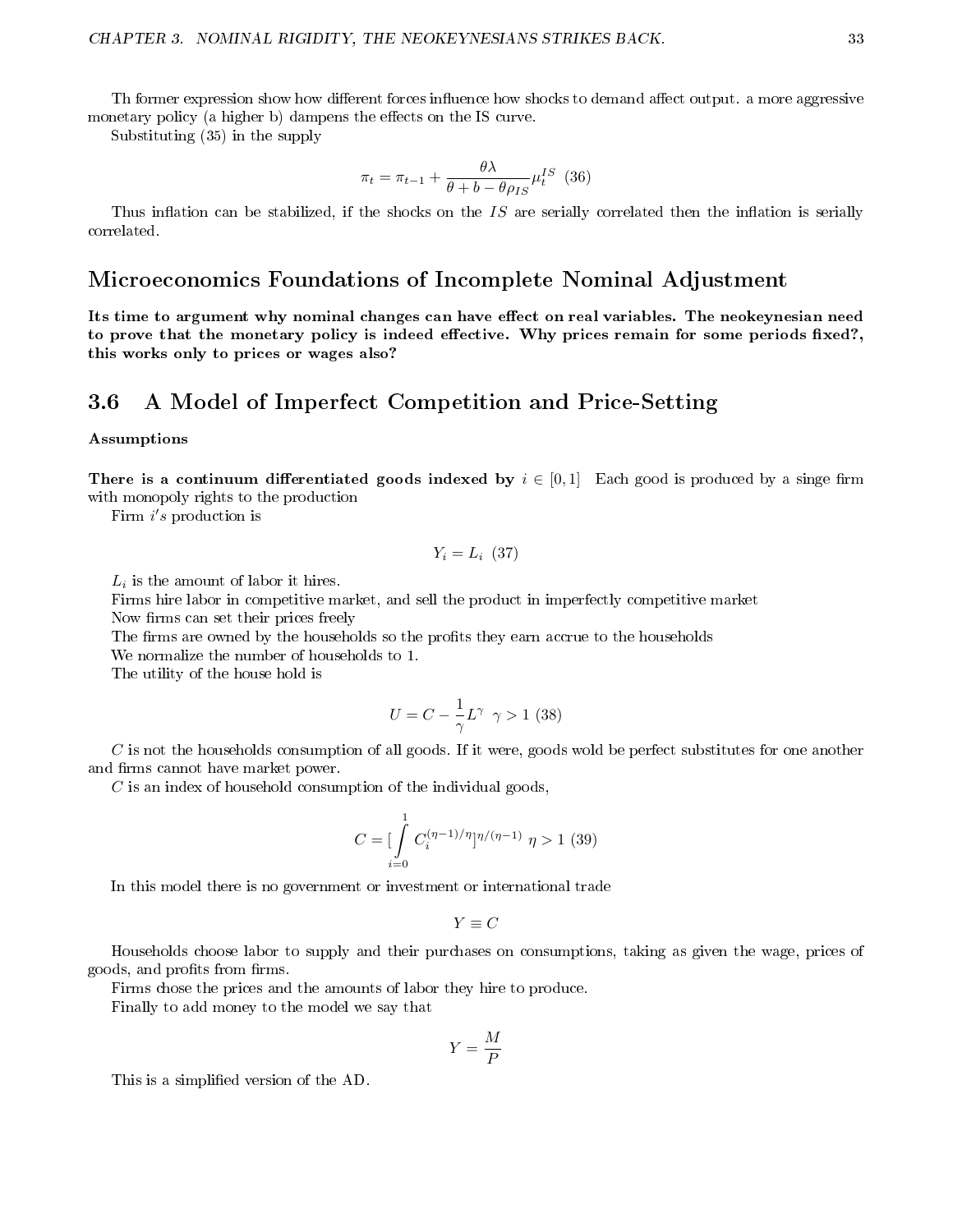Th former expression show how different forces influence how shocks to demand affect output. a more aggressive monetary policy (a higher b) dampens the effects on the IS curve.

Substituting (35) in the supply

$$\pi_t = \pi_{t-1} + \frac{\theta\lambda}{\theta + b - \theta\rho_{IS}}\mu_t^{IS} \quad (36)$$

Thus inflation can be stabilized, if the shocks on the $IS$ are serially correlated then the inflation is serially correlated.

## Microeconomics Foundations of Incomplete Nominal Adjustment

**Its time to argument why nominal changes can have effect on real variables. The neokeynesian need to prove that the monetary policy is indeed effective. Why prices remain for some periods fixed?, this works only to prices or wages also?**

## 3.6 A Model of Imperfect Competition and Price-Setting

**Assumptions**

**There is a continuum differentiated goods indexed by** $i \in [0,1]$ Each good is produced by a singe firm with monopoly rights to the production

Firm $i's$ production is

$$Y_i = L_i \quad (37)$$

$L_i$ is the amount of labor it hires.

Firms hire labor in competitive market, and sell the product in imperfectly competitive market

Now firms can set their prices freely

The firms are owned by the households so the profits they earn accrue to the households

We normalize the number of households to 1.

The utility of the house hold is

$$U = C - \frac{1}{\gamma}L^{\gamma} \quad \gamma > 1 \ (38)$$

$C$ is not the households consumption of all goods. If it were, goods wold be perfect substitutes for one another and firms cannot have market power.

$C$ is an index of household consumption of the individual goods,

$$C = [\int_{i=0}^{1} C_i^{(\eta-1)/\eta}]^{\eta/(\eta-1)} \quad \eta > 1 \ (39)$$

In this model there is no government or investment or international trade

$$Y \equiv C$$

Households choose labor to supply and their purchases on consumptions, taking as given the wage, prices of goods, and profits from firms.

Firms chose the prices and the amounts of labor they hire to produce.

Finally to add money to the model we say that

$$Y = \frac{M}{P}$$

This is a simplified version of the AD.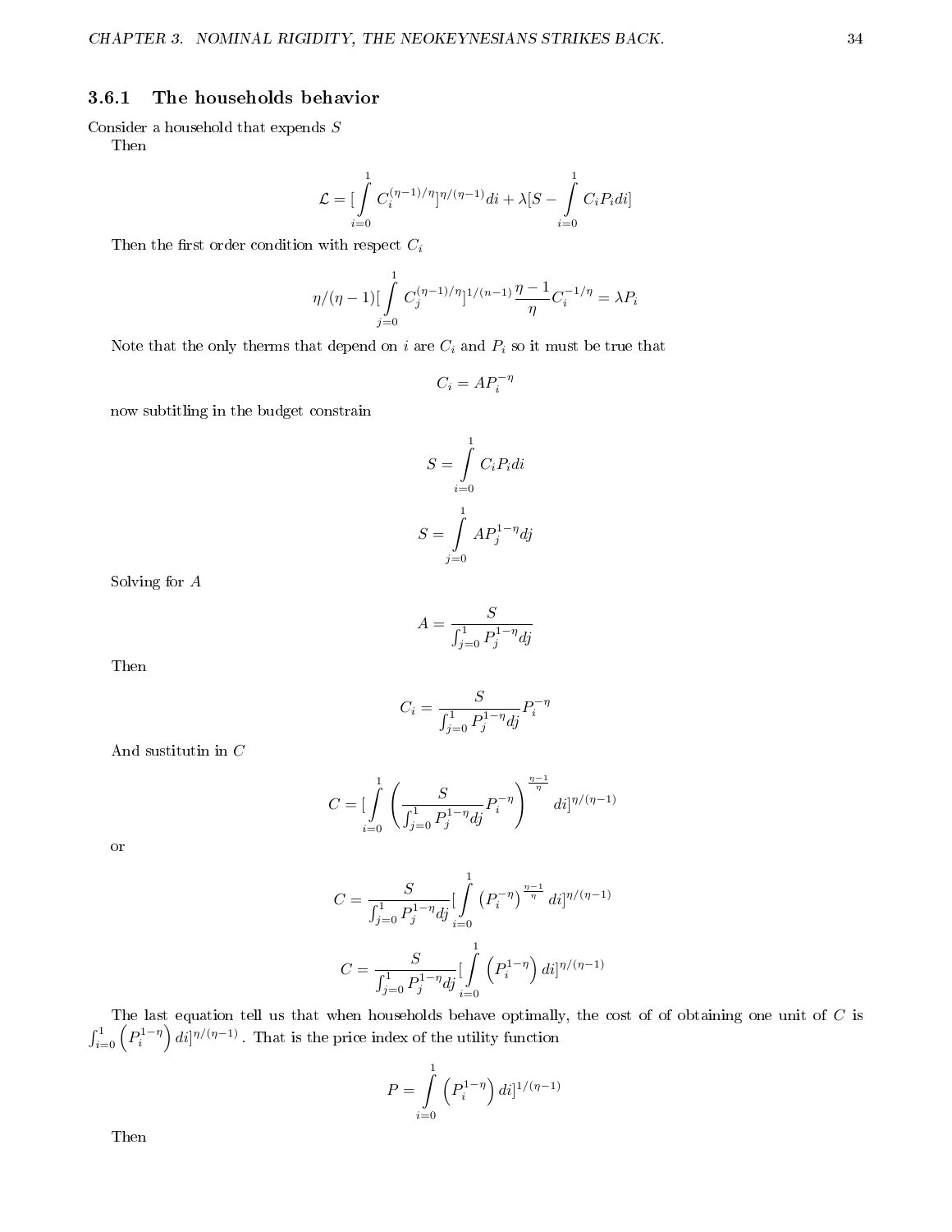### 3.6.1 The households behavior

Consider a household that expends $S$

Then

$$\mathcal{L} = [\int_{i=0}^{1} C_i^{(\eta-1)/\eta}]^{\eta/(\eta-1)} di + \lambda[S - \int_{i=0}^{1} C_i P_i di]$$

Then the first order condition with respect $C_i$

$$\eta/(\eta-1)[\int_{j=0}^{1} C_j^{(\eta-1)/\eta}]^{1/(n-1)} \frac{\eta-1}{\eta} C_i^{-1/\eta} = \lambda P_i$$

Note that the only therms that depend on $i$ are $C_i$ and $P_i$ so it must be true that

$$C_i = A P_i^{-\eta}$$

now subtitling in the budget constrain

$$S = \int_{i=0}^{1} C_i P_i di$$

$$S = \int_{j=0}^{1} A P_j^{1-\eta} dj$$

Solving for $A$

$$A = \frac{S}{\int_{j=0}^{1} P_j^{1-\eta} dj}$$

Then

$$C_i = \frac{S}{\int_{j=0}^{1} P_j^{1-\eta} dj} P_i^{-\eta}$$

And sustitutin in $C$

$$C = [\int_{i=0}^{1} \left( \frac{S}{\int_{j=0}^{1} P_j^{1-\eta} dj} P_i^{-\eta} \right)^{\frac{\eta-1}{\eta}} di]^{\eta/(\eta-1)}$$

or

$$C = \frac{S}{\int_{j=0}^{1} P_j^{1-\eta} dj} [\int_{i=0}^{1} \left( P_i^{-\eta} \right)^{\frac{\eta-1}{\eta}} di]^{\eta/(\eta-1)}$$

$$C = \frac{S}{\int_{j=0}^{1} P_j^{1-\eta} dj} [\int_{i=0}^{1} \left( P_i^{1-\eta} \right) di]^{\eta/(\eta-1)}$$

The last equation tell us that when households behave optimally, the cost of of obtaining one unit of $C$ is $\int_{i=0}^{1} \left( P_i^{1-\eta} \right) di]^{\eta/(\eta-1)}$. That is the price index of the utility function

$$P = \int_{i=0}^{1} \left( P_i^{1-\eta} \right) di]^{1/(\eta-1)}$$

Then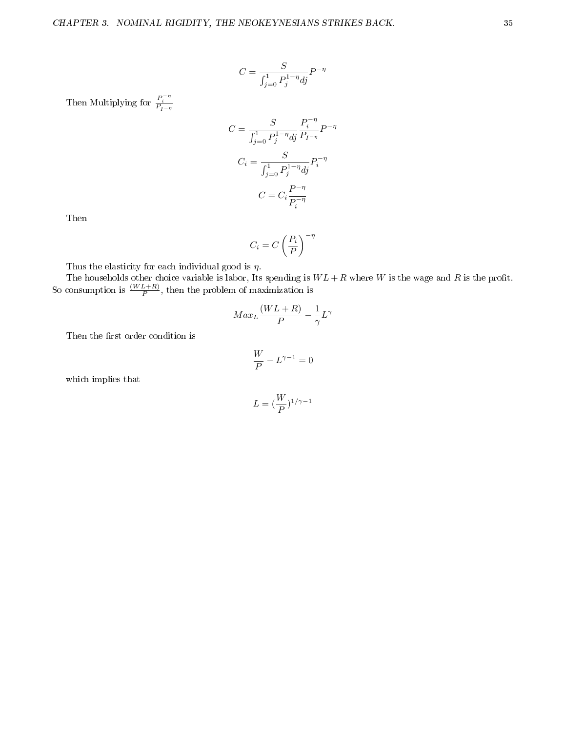$$C = \frac{S}{\int_{j=0}^{1} P_j^{1-\eta} dj} P^{-\eta}$$

Then Multiplying for $\frac{P_i^{-\eta}}{P_{I^{-\eta}}}$

$$C = \frac{S}{\int_{j=0}^{1} P_j^{1-\eta} dj} \frac{P_i^{-\eta}}{P_{I^{-\eta}}} P^{-\eta}$$

$$C_i = \frac{S}{\int_{j=0}^{1} P_j^{1-\eta} dj} P_i^{-\eta}$$

$$C = C_i \frac{P^{-\eta}}{P_i^{-\eta}}$$

Then

$$C_i = C \left( \frac{P_i}{P} \right)^{-\eta}$$

Thus the elasticity for each individual good is $\eta$.

The households other choice variable is labor, Its spending is $WL + R$ where $W$ is the wage and $R$ is the profit. So consumption is $\frac{(WL+R)}{P}$, then the problem of maximization is

$$Max_L \frac{(WL+R)}{P} - \frac{1}{\gamma} L^{\gamma}$$

Then the first order condition is

$$\frac{W}{P} - L^{\gamma-1} = 0$$

which implies that

$$L = (\frac{W}{P})^{1/\gamma-1}$$